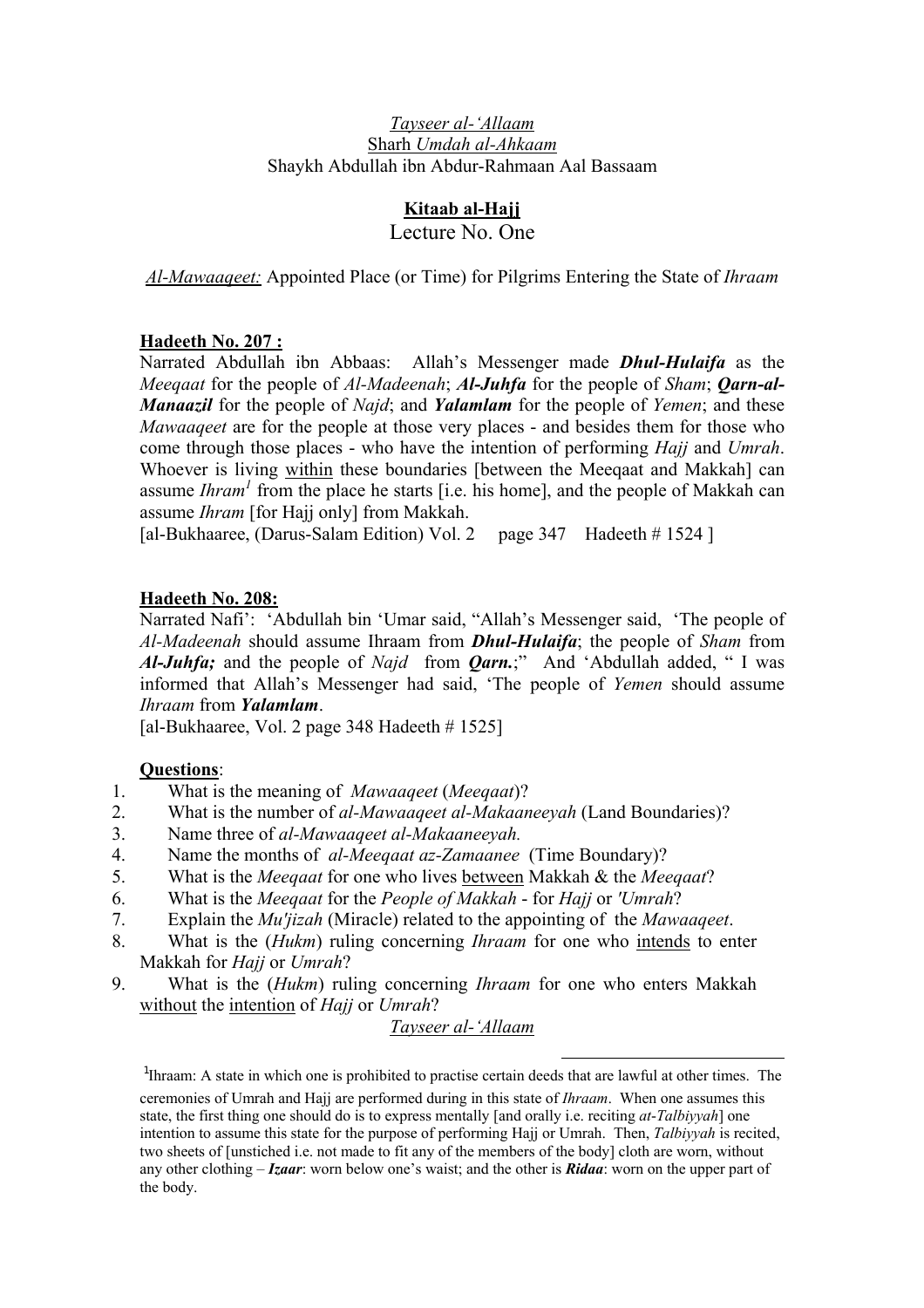*Tayseer al-'Allaam*
Sharh *Umdah al-Ahkaam*
Shaykh Abdullah ibn Abdur-Rahmaan Aal Bassaam

## **Kitaab al-Hajj**

## Lecture No. One

*Al-Mawaaqeet:* Appointed Place (or Time) for Pilgrims Entering the State of *Ihraam*

**Hadeeth No. 207 :**

Narrated Abdullah ibn Abbaas: Allah's Messenger made ***Dhul-Hulaifa*** as the *Meeqaat* for the people of *Al-Madeenah*; ***Al-Juhfa*** for the people of *Sham*; ***Qarn-al-Manaazil*** for the people of *Najd*; and ***Yalamlam*** for the people of *Yemen*; and these *Mawaaqeet* are for the people at those very places - and besides them for those who come through those places - who have the intention of performing *Hajj* and *Umrah*. Whoever is living within these boundaries [between the Meeqaat and Makkah] can assume *Ihram*[1] from the place he starts [i.e. his home], and the people of Makkah can assume *Ihram* [for Hajj only] from Makkah.

[al-Bukhaaree, (Darus-Salam Edition) Vol. 2 page 347 Hadeeth # 1524 ]

**Hadeeth No. 208:**

Narrated Nafi': 'Abdullah bin 'Umar said, "Allah's Messenger said, 'The people of *Al-Madeenah* should assume Ihraam from ***Dhul-Hulaifa***; the people of *Sham* from ***Al-Juhfa;*** and the people of *Najd* from ***Qarn.***;" And 'Abdullah added, " I was informed that Allah's Messenger had said, 'The people of *Yemen* should assume *Ihraam* from ***Yalamlam***.

[al-Bukhaaree, Vol. 2 page 348 Hadeeth # 1525]

**Questions**:

1. What is the meaning of *Mawaaqeet* (*Meeqaat*)?
2. What is the number of *al-Mawaaqeet al-Makaaneeyah* (Land Boundaries)?
3. Name three of *al-Mawaaqeet al-Makaaneeyah.*
4. Name the months of *al-Meeqaat az-Zamaanee* (Time Boundary)?
5. What is the *Meeqaat* for one who lives between Makkah & the *Meeqaat*?
6. What is the *Meeqaat* for the *People of Makkah* - for *Hajj* or *'Umrah*?
7. Explain the *Mu'jizah* (Miracle) related to the appointing of the *Mawaaqeet*.
8. What is the (*Hukm*) ruling concerning *Ihraam* for one who intends to enter Makkah for *Hajj* or *Umrah*?
9. What is the (*Hukm*) ruling concerning *Ihraam* for one who enters Makkah without the intention of *Hajj* or *Umrah*?

[1] Ihraam: A state in which one is prohibited to practise certain deeds that are lawful at other times. The ceremonies of Umrah and Hajj are performed during in this state of *Ihraam*. When one assumes this state, the first thing one should do is to express mentally [and orally i.e. reciting *at-Talbiyyah*] one intention to assume this state for the purpose of performing Hajj or Umrah. Then, *Talbiyyah* is recited, two sheets of [unstiched i.e. not made to fit any of the members of the body] cloth are worn, without any other clothing – ***Izaar***: worn below one's waist; and the other is ***Ridaa***: worn on the upper part of the body.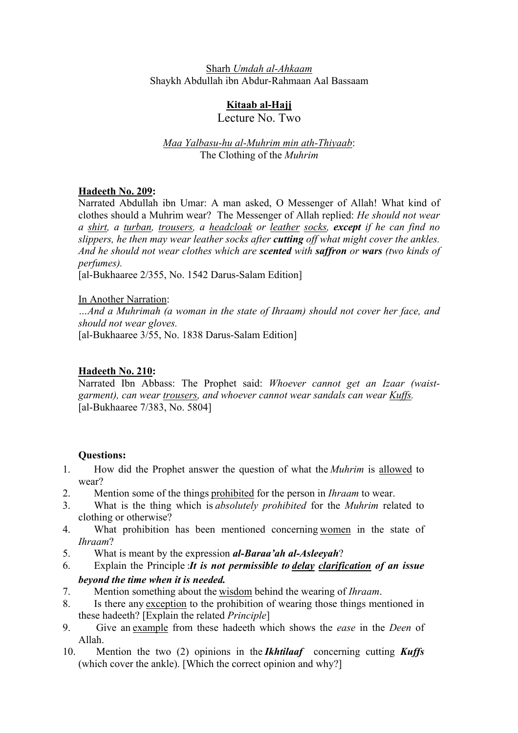Sharh *Umdah al-Ahkaam*
Shaykh Abdullah ibn Abdur-Rahmaan Aal Bassaam

## Kitaab al-Hajj

Lecture No. Two

*Maa Yalbasu-hu al-Muhrim min ath-Thiyaab*:
The Clothing of the *Muhrim*

**Hadeeth No. 209:**
Narrated Abdullah ibn Umar: A man asked, O Messenger of Allah! What kind of clothes should a Muhrim wear? The Messenger of Allah replied: *He should not wear a shirt, a turban, trousers, a headcloak or leather socks,* ***except*** *if he can find no slippers, he then may wear leather socks after* ***cutting*** *off what might cover the ankles. And he should not wear clothes which are* ***scented*** *with* ***saffron*** *or* ***wars*** *(two kinds of perfumes).*
[al-Bukhaaree 2/355, No. 1542 Darus-Salam Edition]

In Another Narration:
*…And a Muhrimah (a woman in the state of Ihraam) should not cover her face, and should not wear gloves.*
[al-Bukhaaree 3/55, No. 1838 Darus-Salam Edition]

**Hadeeth No. 210:**
Narrated Ibn Abbass: The Prophet said: *Whoever cannot get an Izaar (waist-garment), can wear trousers, and whoever cannot wear sandals can wear Kuffs.*
[al-Bukhaaree 7/383, No. 5804]

**Questions:**

1. How did the Prophet answer the question of what the *Muhrim* is allowed to wear?
2. Mention some of the things prohibited for the person in *Ihraam* to wear.
3. What is the thing which is *absolutely prohibited* for the *Muhrim* related to clothing or otherwise?
4. What prohibition has been mentioned concerning women in the state of *Ihraam*?
5. What is meant by the expression ***al-Baraa'ah al-Asleeyah***?
6. Explain the Principle: ***It is not permissible to delay clarification of an issue beyond the time when it is needed.***
7. Mention something about the wisdom behind the wearing of *Ihraam*.
8. Is there any exception to the prohibition of wearing those things mentioned in these hadeeth? [Explain the related *Principle*]
9. Give an example from these hadeeth which shows the *ease* in the *Deen* of Allah.
10. Mention the two (2) opinions in the ***Ikhtilaaf*** concerning cutting ***Kuffs*** (which cover the ankle). [Which the correct opinion and why?]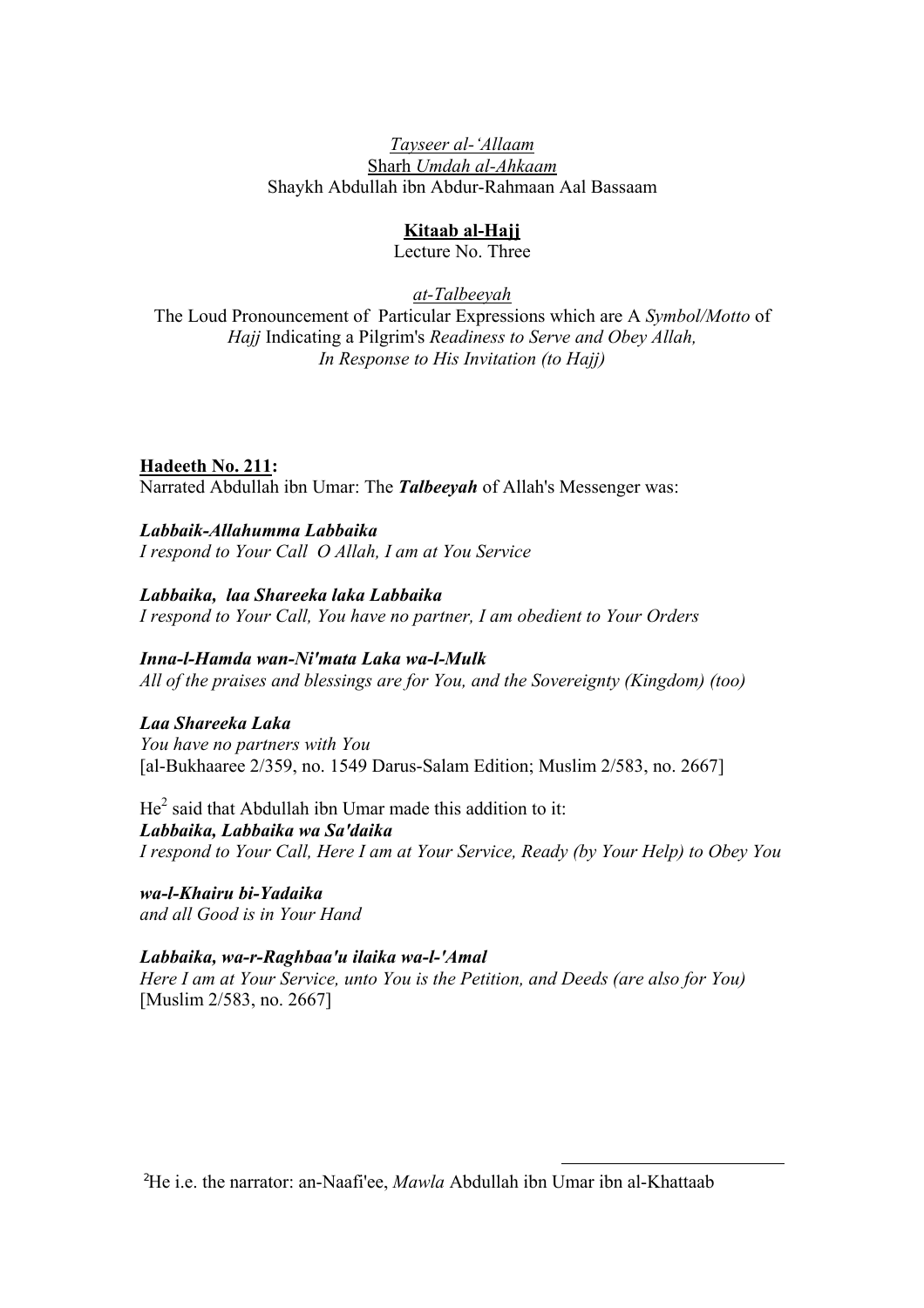*Tayseer al-'Allaam*
Sharh *Umdah al-Ahkaam*
Shaykh Abdullah ibn Abdur-Rahmaan Aal Bassaam

**Kitaab al-Hajj**
Lecture No. Three

*at-Talbeeyah*
The Loud Pronouncement of Particular Expressions which are A *Symbol/Motto* of *Hajj* Indicating a Pilgrim's *Readiness to Serve and Obey Allah, In Response to His Invitation (to Hajj)*

**Hadeeth No. 211:**
Narrated Abdullah ibn Umar: The ***Talbeeyah*** of Allah's Messenger was:

***Labbaik-Allahumma Labbaika***
*I respond to Your Call O Allah, I am at You Service*

***Labbaika, laa Shareeka laka Labbaika***
*I respond to Your Call, You have no partner, I am obedient to Your Orders*

***Inna-l-Hamda wan-Ni'mata Laka wa-l-Mulk***
*All of the praises and blessings are for You, and the Sovereignty (Kingdom) (too)*

***Laa Shareeka Laka***
*You have no partners with You*
[al-Bukhaaree 2/359, no. 1549 Darus-Salam Edition; Muslim 2/583, no. 2667]

He[2] said that Abdullah ibn Umar made this addition to it:
***Labbaika, Labbaika wa Sa'daika***
*I respond to Your Call, Here I am at Your Service, Ready (by Your Help) to Obey You*

***wa-l-Khairu bi-Yadaika***
*and all Good is in Your Hand*

***Labbaika, wa-r-Raghbaa'u ilaika wa-l-'Amal***
*Here I am at Your Service, unto You is the Petition, and Deeds (are also for You)*
[Muslim 2/583, no. 2667]

[2] He i.e. the narrator: an-Naafi'ee, *Mawla* Abdullah ibn Umar ibn al-Khattaab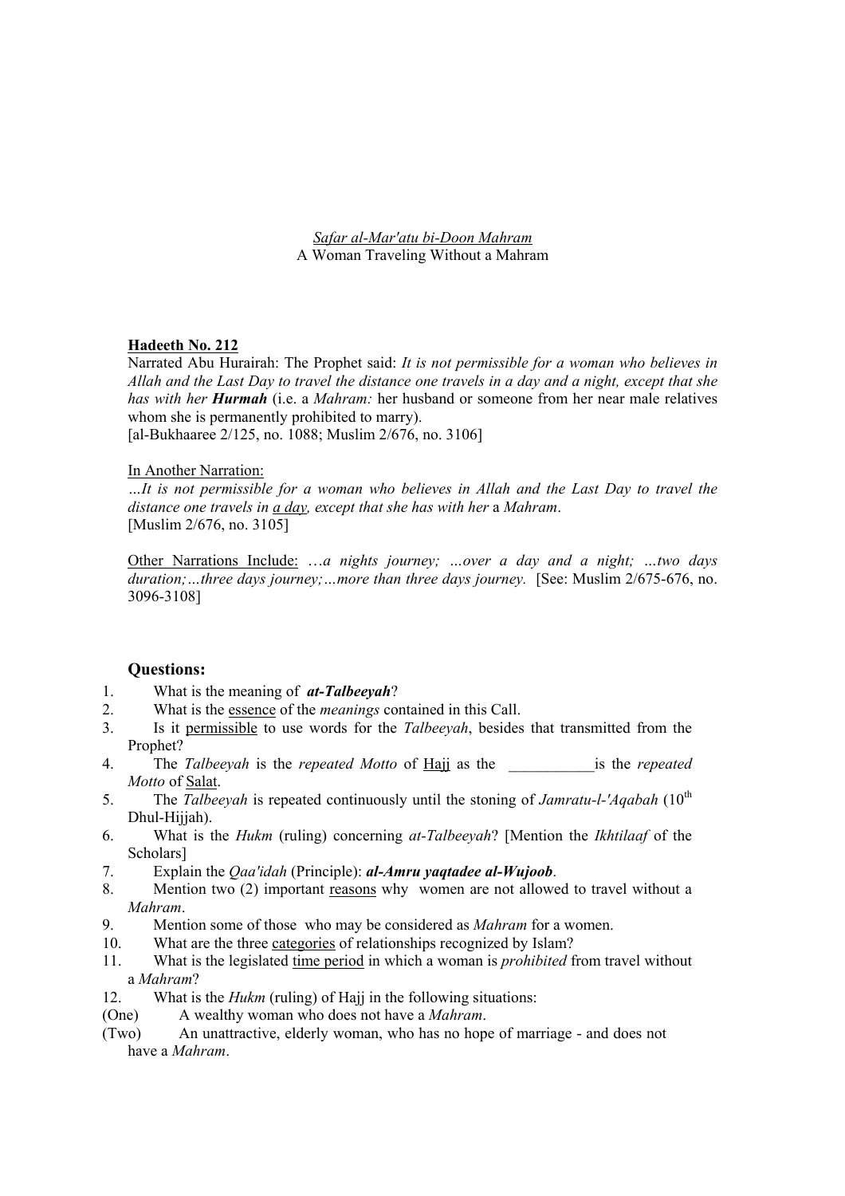<u>*Safar al-Mar'atu bi-Doon Mahram*</u>
A Woman Traveling Without a Mahram

**<u>Hadeeth No. 212</u>**
Narrated Abu Hurairah: The Prophet said: *It is not permissible for a woman who believes in Allah and the Last Day to travel the distance one travels in a day and a night, except that she has with her* ***Hurmah*** (i.e. a *Mahram:* her husband or someone from her near male relatives whom she is permanently prohibited to marry).
[al-Bukhaaree 2/125, no. 1088; Muslim 2/676, no. 3106]

<u>In Another Narration:</u>
*…It is not permissible for a woman who believes in Allah and the Last Day to travel the distance one travels in <u>a day</u>, except that she has with her* a *Mahram*.
[Muslim 2/676, no. 3105]

<u>Other Narrations Include:</u> *…a nights journey; …over a day and a night; …two days duration;…three days journey;…more than three days journey.* [See: Muslim 2/675-676, no. 3096-3108]

### Questions:

1. What is the meaning of ***at-Talbeeyah***?
2. What is the <u>essence</u> of the *meanings* contained in this Call.
3. Is it <u>permissible</u> to use words for the *Talbeeyah*, besides that transmitted from the Prophet?
4. The *Talbeeyah* is the *repeated Motto* of <u>Hajj</u> as the ___________is the *repeated Motto* of <u>Salat</u>.
5. The *Talbeeyah* is repeated continuously until the stoning of *Jamratu-l-'Aqabah* (10th Dhul-Hijjah).
6. What is the *Hukm* (ruling) concerning *at-Talbeeyah*? [Mention the *Ikhtilaaf* of the Scholars]
7. Explain the *Qaa'idah* (Principle): ***al-Amru yaqtadee al-Wujoob***.
8. Mention two (2) important <u>reasons</u> why women are not allowed to travel without a *Mahram*.
9. Mention some of those who may be considered as *Mahram* for a women.
10. What are the three <u>categories</u> of relationships recognized by Islam?
11. What is the legislated <u>time period</u> in which a woman is *prohibited* from travel without a *Mahram*?
12. What is the *Hukm* (ruling) of Hajj in the following situations:

(One) A wealthy woman who does not have a *Mahram*.
(Two) An unattractive, elderly woman, who has no hope of marriage - and does not have a *Mahram*.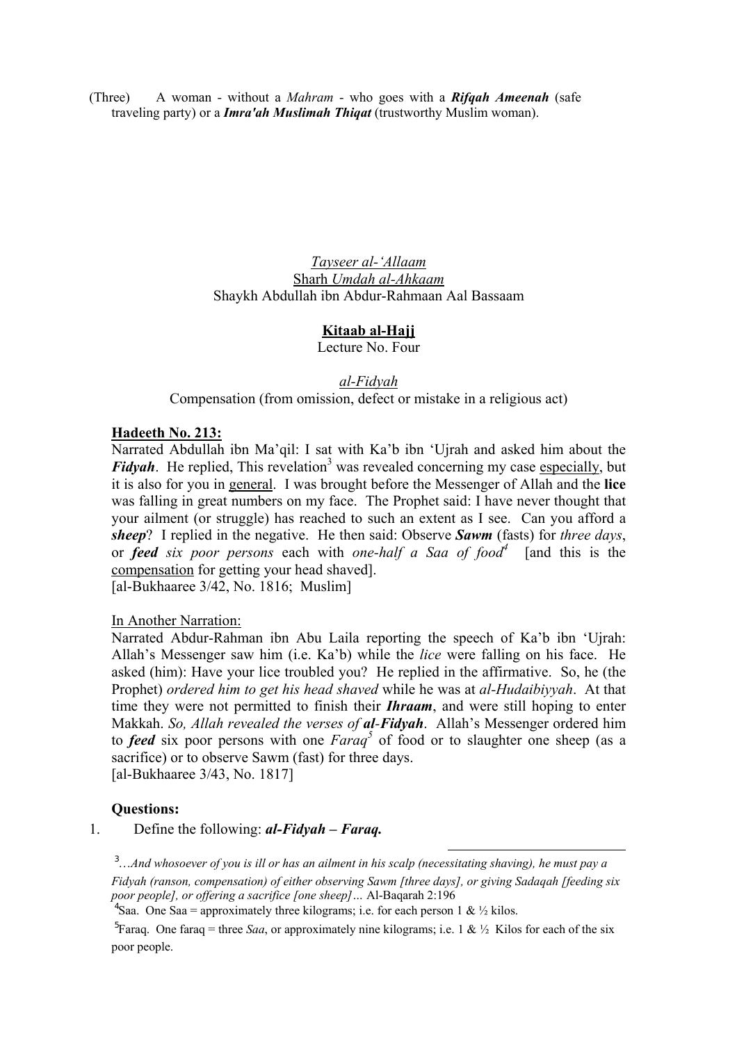(Three) A woman - without a *Mahram* - who goes with a ***Rifqah Ameenah*** (safe traveling party) or a ***Imra'ah Muslimah Thiqat*** (trustworthy Muslim woman).

<u>*Tayseer al-'Allaam*</u>
<u>Sharh *Umdah al-Ahkaam*</u>
Shaykh Abdullah ibn Abdur-Rahmaan Aal Bassaam

## <u>Kitaab al-Hajj</u>

Lecture No. Four

<u>*al-Fidyah*</u>
Compensation (from omission, defect or mistake in a religious act)

### <u>Hadeeth No. 213:</u>

Narrated Abdullah ibn Ma'qil: I sat with Ka'b ibn 'Ujrah and asked him about the ***Fidyah***. He replied, This revelation[3] was revealed concerning my case <u>especially</u>, but it is also for you in <u>general</u>. I was brought before the Messenger of Allah and the **lice** was falling in great numbers on my face. The Prophet said: I have never thought that your ailment (or struggle) has reached to such an extent as I see. Can you afford a ***sheep***? I replied in the negative. He then said: Observe ***Sawm*** (fasts) for *three days*, or ***feed*** *six poor persons* each with *one-half a Saa of food*[4] [and this is the <u>compensation</u> for getting your head shaved].
[al-Bukhaaree 3/42, No. 1816; Muslim]

<u>In Another Narration:</u>
Narrated Abdur-Rahman ibn Abu Laila reporting the speech of Ka'b ibn 'Ujrah: Allah's Messenger saw him (i.e. Ka'b) while the *lice* were falling on his face. He asked (him): Have your lice troubled you? He replied in the affirmative. So, he (the Prophet) *ordered him to get his head shaved* while he was at *al-Hudaibiyyah*. At that time they were not permitted to finish their ***Ihraam***, and were still hoping to enter Makkah. *So, Allah revealed the verses of* ***al-Fidyah***. Allah's Messenger ordered him to ***feed*** six poor persons with one *Faraq*[5] of food or to slaughter one sheep (as a sacrifice) or to observe Sawm (fast) for three days.
[al-Bukhaaree 3/43, No. 1817]

**Questions:**

1. Define the following: ***al-Fidyah – Faraq.***

---

[3] *…And whosoever of you is ill or has an ailment in his scalp (necessitating shaving), he must pay a Fidyah (ranson, compensation) of either observing Sawm [three days], or giving Sadaqah [feeding six poor people], or offering a sacrifice [one sheep]…* Al-Baqarah 2:196

[4] Saa. One Saa = approximately three kilograms; i.e. for each person 1 & ½ kilos.

[5] Faraq. One faraq = three *Saa*, or approximately nine kilograms; i.e. 1 & ½ Kilos for each of the six poor people.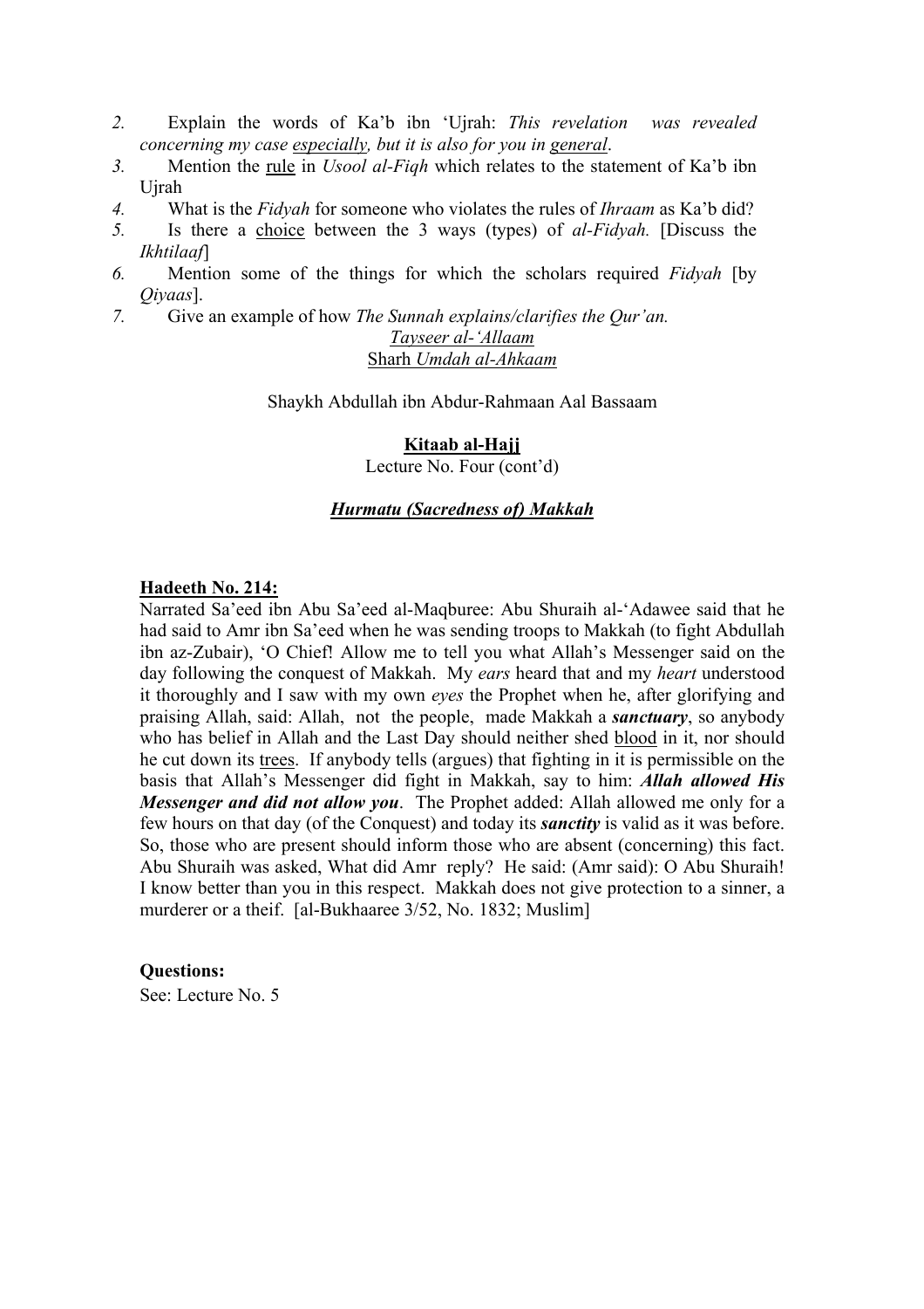2. Explain the words of Ka'b ibn 'Ujrah: *This revelation was revealed concerning my case <u>especially</u>, but it is also for you in <u>general</u>.*
3. Mention the <u>rule</u> in *Usool al-Fiqh* which relates to the statement of Ka'b ibn Ujrah
4. What is the *Fidyah* for someone who violates the rules of *Ihraam* as Ka'b did?
5. Is there a <u>choice</u> between the 3 ways (types) of *al-Fidyah.* [Discuss the *Ikhtilaaf*]
6. Mention some of the things for which the scholars required *Fidyah* [by *Qiyaas*].
7. Give an example of how *The Sunnah explains/clarifies the Qur'an.*

<u>*Tayseer al-'Allaam*</u>

<u>Sharh *Umdah al-Ahkaam*</u>

Shaykh Abdullah ibn Abdur-Rahmaan Aal Bassaam

**<u>Kitaab al-Hajj</u>**

Lecture No. Four (cont'd)

***<u>Hurmatu (Sacredness of) Makkah</u>***

**<u>Hadeeth No. 214:</u>**

Narrated Sa'eed ibn Abu Sa'eed al-Maqburee: Abu Shuraih al-'Adawee said that he had said to Amr ibn Sa'eed when he was sending troops to Makkah (to fight Abdullah ibn az-Zubair), 'O Chief! Allow me to tell you what Allah's Messenger said on the day following the conquest of Makkah. My *ears* heard that and my *heart* understood it thoroughly and I saw with my own *eyes* the Prophet when he, after glorifying and praising Allah, said: Allah, not the people, made Makkah a ***sanctuary***, so anybody who has belief in Allah and the Last Day should neither shed <u>blood</u> in it, nor should he cut down its <u>trees</u>. If anybody tells (argues) that fighting in it is permissible on the basis that Allah's Messenger did fight in Makkah, say to him: ***Allah allowed His Messenger and did not allow you***. The Prophet added: Allah allowed me only for a few hours on that day (of the Conquest) and today its ***sanctity*** is valid as it was before. So, those who are present should inform those who are absent (concerning) this fact. Abu Shuraih was asked, What did Amr reply? He said: (Amr said): O Abu Shuraih! I know better than you in this respect. Makkah does not give protection to a sinner, a murderer or a theif. [al-Bukhaaree 3/52, No. 1832; Muslim]

**Questions:**

See: Lecture No. 5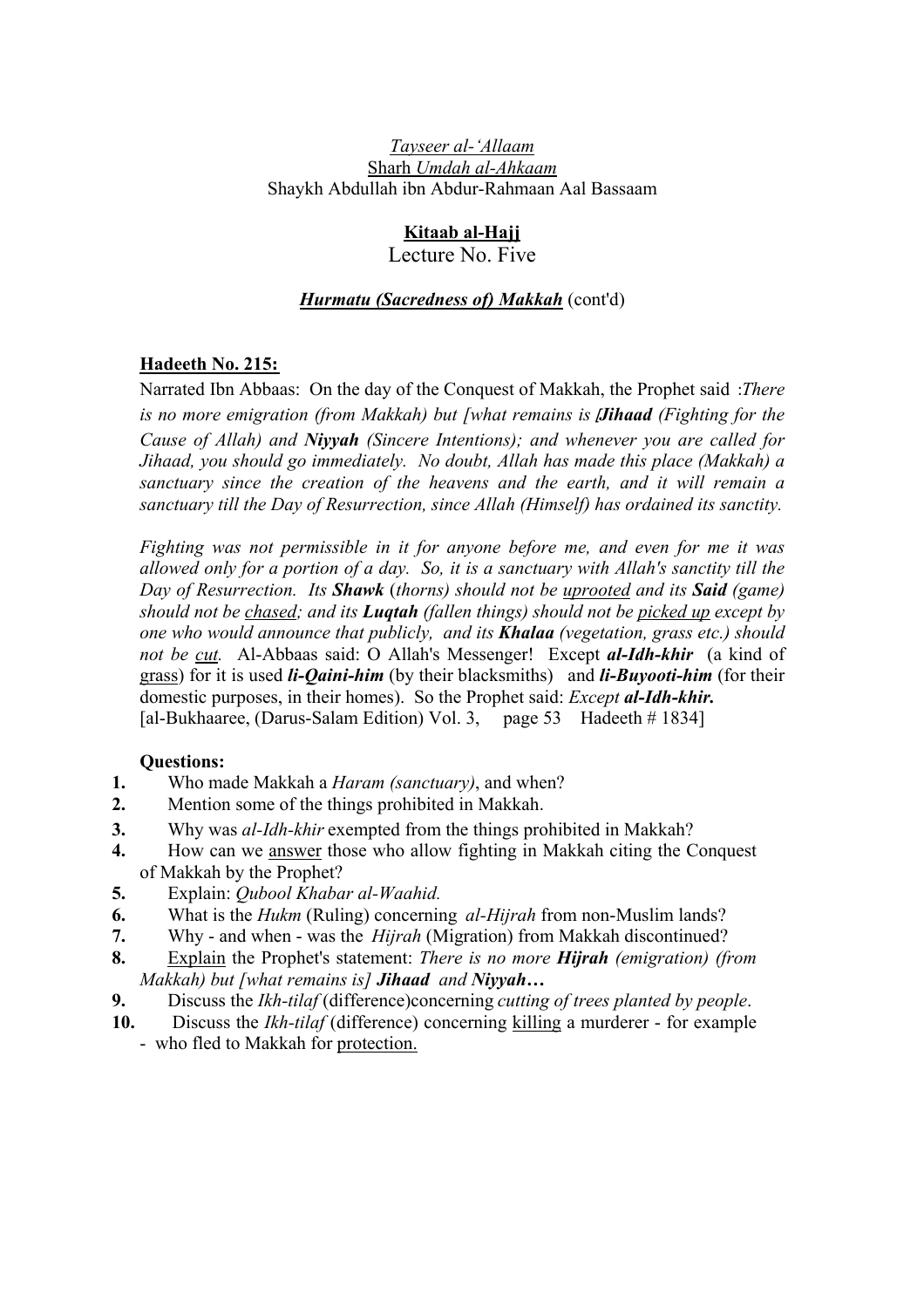*Tayseer al-'Allaam*
Sharh *Umdah al-Ahkaam*
Shaykh Abdullah ibn Abdur-Rahmaan Aal Bassaam

## Kitaab al-Hajj

Lecture No. Five

### *Hurmatu (Sacredness of) Makkah* (cont'd)

**Hadeeth No. 215:**

Narrated Ibn Abbaas: On the day of the Conquest of Makkah, the Prophet said :*There is no more emigration (from Makkah) but [what remains is]* ***Jihaad*** *(Fighting for the Cause of Allah) and* ***Niyyah*** *(Sincere Intentions); and whenever you are called for Jihaad, you should go immediately. No doubt, Allah has made this place (Makkah) a sanctuary since the creation of the heavens and the earth, and it will remain a sanctuary till the Day of Resurrection, since Allah (Himself) has ordained its sanctity.*

*Fighting was not permissible in it for anyone before me, and even for me it was allowed only for a portion of a day. So, it is a sanctuary with Allah's sanctity till the Day of Resurrection. Its* ***Shawk*** *(thorns) should not be uprooted and its* ***Said*** *(game) should not be chased; and its* ***Luqtah*** *(fallen things) should not be picked up except by one who would announce that publicly, and its* ***Khalaa*** *(vegetation, grass etc.) should not be cut.* Al-Abbaas said: O Allah's Messenger! Except ***al-Idh-khir*** (a kind of grass) for it is used ***li-Qaini-him*** (by their blacksmiths) and ***li-Buyooti-him*** (for their domestic purposes, in their homes). So the Prophet said: *Except* ***al-Idh-khir.***
[al-Bukhaaree, (Darus-Salam Edition) Vol. 3, page 53 Hadeeth # 1834]

**Questions:**

1. Who made Makkah a *Haram (sanctuary)*, and when?
2. Mention some of the things prohibited in Makkah.
3. Why was *al-Idh-khir* exempted from the things prohibited in Makkah?
4. How can we answer those who allow fighting in Makkah citing the Conquest of Makkah by the Prophet?
5. Explain: *Qubool Khabar al-Waahid.*
6. What is the *Hukm* (Ruling) concerning *al-Hijrah* from non-Muslim lands?
7. Why - and when - was the *Hijrah* (Migration) from Makkah discontinued?
8. Explain the Prophet's statement: *There is no more* ***Hijrah*** *(emigration) (from Makkah) but [what remains is]* ***Jihaad*** *and* ***Niyyah…***
9. Discuss the *Ikh-tilaf* (difference)concerning *cutting of trees planted by people*.
10. Discuss the *Ikh-tilaf* (difference) concerning killing a murderer - for example - who fled to Makkah for protection.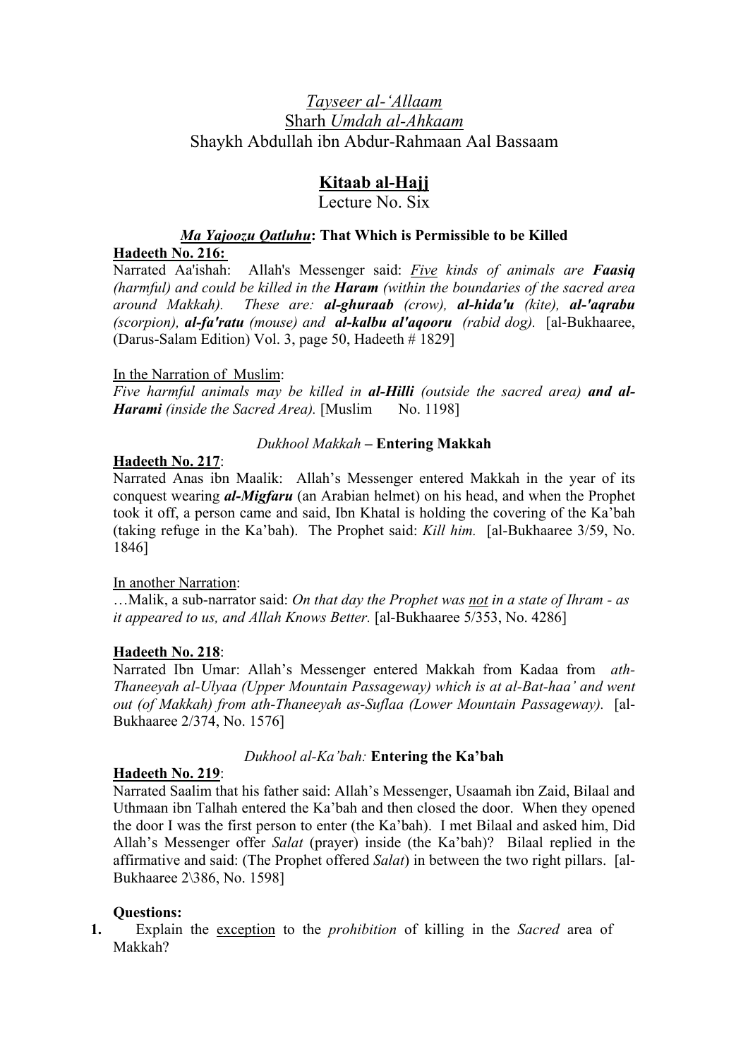*Tayseer al-'Allaam*

Sharh *Umdah al-Ahkaam*

Shaykh Abdullah ibn Abdur-Rahmaan Aal Bassaam

## Kitaab al-Hajj

Lecture No. Six

### *Ma Yajoozu Qatluhu*: That Which is Permissible to be Killed

**Hadeeth No. 216:**

Narrated Aa'ishah: Allah's Messenger said: *Five kinds of animals are **Faasiq** (harmful) and could be killed in the **Haram** (within the boundaries of the sacred area around Makkah). These are: **al-ghuraab** (crow), **al-hida'u** (kite), **al-'aqrabu** (scorpion), **al-fa'ratu** (mouse) and **al-kalbu al'aqooru** (rabid dog).* [al-Bukhaaree, (Darus-Salam Edition) Vol. 3, page 50, Hadeeth # 1829]

In the Narration of Muslim:

*Five harmful animals may be killed in **al-Hilli** (outside the sacred area) **and al-Harami** (inside the Sacred Area).* [Muslim No. 1198]

### *Dukhool Makkah* – Entering Makkah

**Hadeeth No. 217**:

Narrated Anas ibn Maalik: Allah's Messenger entered Makkah in the year of its conquest wearing ***al-Migfaru*** (an Arabian helmet) on his head, and when the Prophet took it off, a person came and said, Ibn Khatal is holding the covering of the Ka'bah (taking refuge in the Ka'bah). The Prophet said: *Kill him.* [al-Bukhaaree 3/59, No. 1846]

In another Narration:

…Malik, a sub-narrator said: *On that day the Prophet was not in a state of Ihram - as it appeared to us, and Allah Knows Better.* [al-Bukhaaree 5/353, No. 4286]

**Hadeeth No. 218**:

Narrated Ibn Umar: Allah's Messenger entered Makkah from Kadaa from *ath-Thaneeyah al-Ulyaa (Upper Mountain Passageway) which is at al-Bat-haa' and went out (of Makkah) from ath-Thaneeyah as-Suflaa (Lower Mountain Passageway).* [al-Bukhaaree 2/374, No. 1576]

### *Dukhool al-Ka'bah:* Entering the Ka'bah

**Hadeeth No. 219**:

Narrated Saalim that his father said: Allah's Messenger, Usaamah ibn Zaid, Bilaal and Uthmaan ibn Talhah entered the Ka'bah and then closed the door. When they opened the door I was the first person to enter (the Ka'bah). I met Bilaal and asked him, Did Allah's Messenger offer *Salat* (prayer) inside (the Ka'bah)? Bilaal replied in the affirmative and said: (The Prophet offered *Salat*) in between the two right pillars. [al-Bukhaaree 2\386, No. 1598]

**Questions:**

1. Explain the exception to the *prohibition* of killing in the *Sacred* area of Makkah?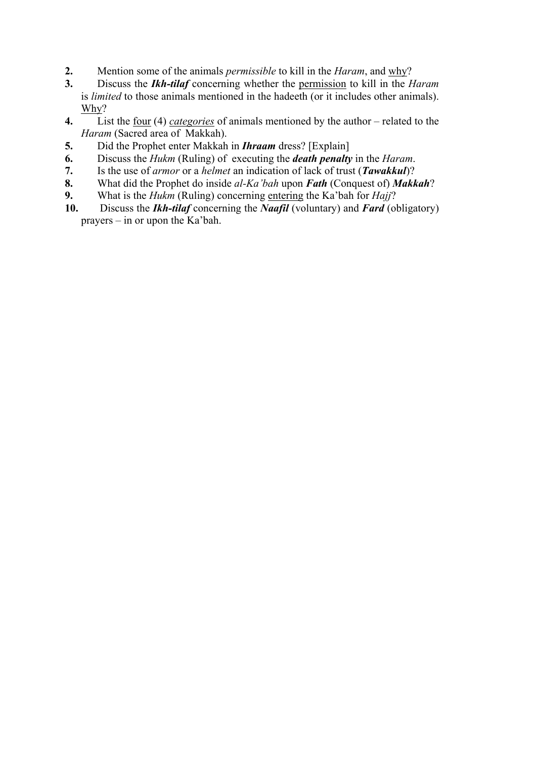2. Mention some of the animals *permissible* to kill in the *Haram*, and <u>why</u>?
3. Discuss the ***Ikh-tilaf*** concerning whether the <u>permission</u> to kill in the *Haram* is *limited* to those animals mentioned in the hadeeth (or it includes other animals). <u>Why</u>?
4. List the <u>four</u> (4) <u>*categories*</u> of animals mentioned by the author – related to the *Haram* (Sacred area of Makkah).
5. Did the Prophet enter Makkah in ***Ihraam*** dress? [Explain]
6. Discuss the *Hukm* (Ruling) of executing the ***death penalty*** in the *Haram*.
7. Is the use of *armor* or a *helmet* an indication of lack of trust (***Tawakkul***)?
8. What did the Prophet do inside *al-Ka'bah* upon ***Fath*** (Conquest of) ***Makkah***?
9. What is the *Hukm* (Ruling) concerning <u>entering</u> the Ka'bah for *Hajj*?
10. Discuss the ***Ikh-tilaf*** concerning the ***Naafil*** (voluntary) and ***Fard*** (obligatory) prayers – in or upon the Ka'bah.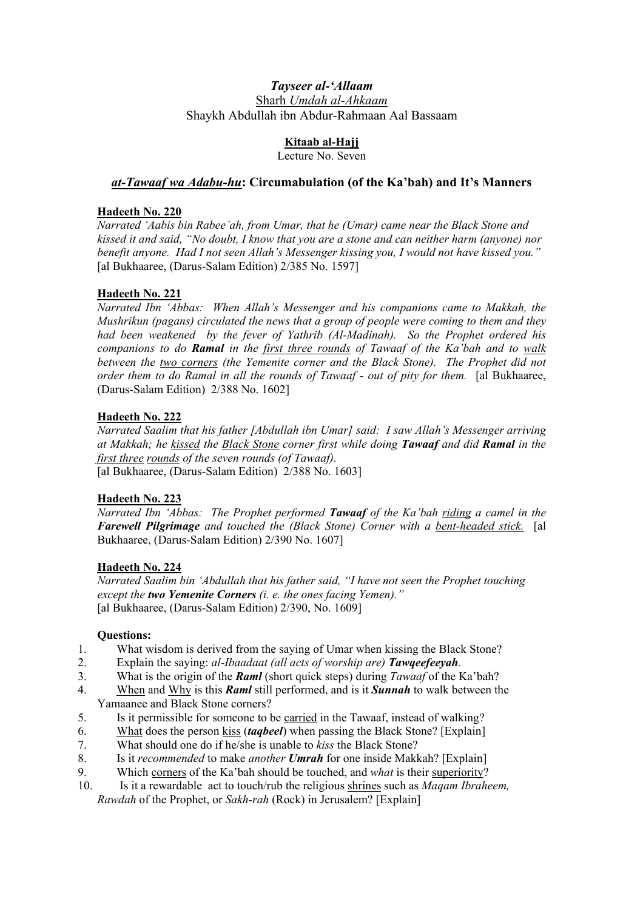***Tayseer al-'Allaam***
Sharh *Umdah al-Ahkaam*
Shaykh Abdullah ibn Abdur-Rahmaan Aal Bassaam

**Kitaab al-Hajj**
Lecture No. Seven

## *at-Tawaaf wa Adabu-hu*: Circumabulation (of the Ka'bah) and It's Manners

**Hadeeth No. 220**

*Narrated 'Aabis bin Rabee'ah, from Umar, that he (Umar) came near the Black Stone and kissed it and said, "No doubt, I know that you are a stone and can neither harm (anyone) nor benefit anyone. Had I not seen Allah's Messenger kissing you, I would not have kissed you."* [al Bukhaaree, (Darus-Salam Edition) 2/385 No. 1597]

**Hadeeth No. 221**

*Narrated Ibn 'Abbas: When Allah's Messenger and his companions came to Makkah, the Mushrikun (pagans) circulated the news that a group of people were coming to them and they had been weakened by the fever of Yathrib (Al-Madinah). So the Prophet ordered his companions to do **Ramal** in the first three rounds of Tawaaf of the Ka'bah and to walk between the two corners (the Yemenite corner and the Black Stone). The Prophet did not order them to do Ramal in all the rounds of Tawaaf - out of pity for them.* [al Bukhaaree, (Darus-Salam Edition) 2/388 No. 1602]

**Hadeeth No. 222**

*Narrated Saalim that his father [Abdullah ibn Umar] said: I saw Allah's Messenger arriving at Makkah; he kissed the Black Stone corner first while doing **Tawaaf** and did **Ramal** in the first three rounds of the seven rounds (of Tawaaf).*
[al Bukhaaree, (Darus-Salam Edition) 2/388 No. 1603]

**Hadeeth No. 223**

*Narrated Ibn 'Abbas: The Prophet performed **Tawaaf** of the Ka'bah riding a camel in the **Farewell Pilgrimage** and touched the (Black Stone) Corner with a bent-headed stick.* [al Bukhaaree, (Darus-Salam Edition) 2/390 No. 1607]

**Hadeeth No. 224**

*Narrated Saalim bin 'Abdullah that his father said, "I have not seen the Prophet touching except the **two Yemenite Corners** (i. e. the ones facing Yemen)."*
[al Bukhaaree, (Darus-Salam Edition) 2/390, No. 1609]

**Questions:**

1. What wisdom is derived from the saying of Umar when kissing the Black Stone?
2. Explain the saying: *al-Ibaadaat (all acts of worship are)* ***Tawqeefeeyah***.
3. What is the origin of the ***Raml*** (short quick steps) during *Tawaaf* of the Ka'bah?
4. When and Why is this ***Raml*** still performed, and is it ***Sunnah*** to walk between the Yamaanee and Black Stone corners?
5. Is it permissible for someone to be carried in the Tawaaf, instead of walking?
6. What does the person kiss (***taqbeel***) when passing the Black Stone? [Explain]
7. What should one do if he/she is unable to *kiss* the Black Stone?
8. Is it *recommended* to make *another* ***Umrah*** for one inside Makkah? [Explain]
9. Which corners of the Ka'bah should be touched, and *what* is their superiority?
10. Is it a rewardable act to touch/rub the religious shrines such as *Maqam Ibraheem, Rawdah* of the Prophet, or *Sakh-rah* (Rock) in Jerusalem? [Explain]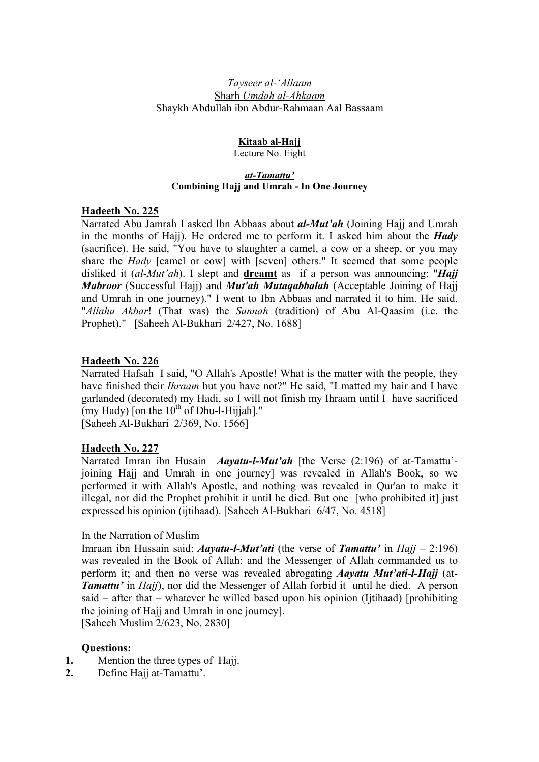*Tayseer al-'Allaam*
Sharh *Umdah al-Ahkaam*
Shaykh Abdullah ibn Abdur-Rahmaan Aal Bassaam

**Kitaab al-Hajj**
Lecture No. Eight

***at-Tamattu'***
**Combining Hajj and Umrah - In One Journey**

**Hadeeth No. 225**
Narrated Abu Jamrah I asked Ibn Abbaas about ***al-Mut'ah*** (Joining Hajj and Umrah in the months of Hajj). He ordered me to perform it. I asked him about the ***Hady*** (sacrifice). He said, "You have to slaughter a camel, a cow or a sheep, or you may share the *Hady* [camel or cow] with [seven] others." It seemed that some people disliked it (*al-Mut'ah*). I slept and **dreamt** as if a person was announcing: "***Hajj Mabroor*** (Successful Hajj) and ***Mut'ah Mutaqabbalah*** (Acceptable Joining of Hajj and Umrah in one journey)." I went to Ibn Abbaas and narrated it to him. He said, "*Allahu Akbar*! (That was) the *Sunnah* (tradition) of Abu Al-Qaasim (i.e. the Prophet)." [Saheeh Al-Bukhari 2/427, No. 1688]

**Hadeeth No. 226**
Narrated Hafsah I said, "O Allah's Apostle! What is the matter with the people, they have finished their *Ihraam* but you have not?" He said, "I matted my hair and I have garlanded (decorated) my Hadi, so I will not finish my Ihraam until I have sacrificed (my Hady) [on the 10th of Dhu-l-Hijjah]."
[Saheeh Al-Bukhari 2/369, No. 1566]

**Hadeeth No. 227**
Narrated Imran ibn Husain ***Aayatu-l-Mut'ah*** [the Verse (2:196) of at-Tamattu'-joining Hajj and Umrah in one journey] was revealed in Allah's Book, so we performed it with Allah's Apostle, and nothing was revealed in Qur'an to make it illegal, nor did the Prophet prohibit it until he died. But one [who prohibited it] just expressed his opinion (ijtihaad). [Saheeh Al-Bukhari 6/47, No. 4518]

In the Narration of Muslim
Imraan ibn Hussain said: ***Aayatu-l-Mut'ati*** (the verse of ***Tamattu'*** in *Hajj* – 2:196) was revealed in the Book of Allah; and the Messenger of Allah commanded us to perform it; and then no verse was revealed abrogating ***Aayatu Mut'ati-l-Hajj*** (at-***Tamattu'*** in *Hajj*), nor did the Messenger of Allah forbid it until he died. A person said – after that – whatever he willed based upon his opinion (Ijtihaad) [prohibiting the joining of Hajj and Umrah in one journey].
[Saheeh Muslim 2/623, No. 2830]

**Questions:**

1. Mention the three types of Hajj.
2. Define Hajj at-Tamattu'.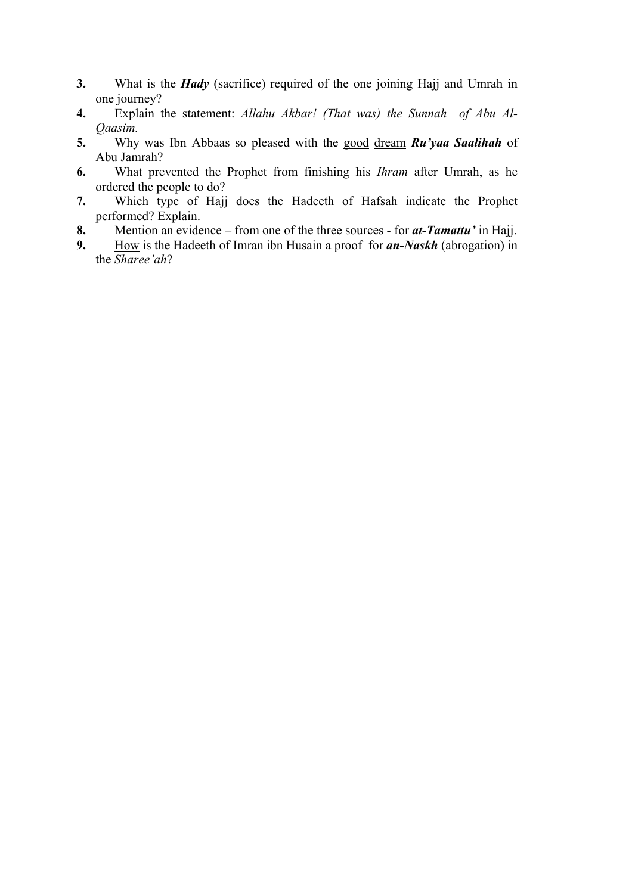3. What is the ***Hady*** (sacrifice) required of the one joining Hajj and Umrah in one journey?
4. Explain the statement: *Allahu Akbar! (That was) the Sunnah of Abu Al-Qaasim.*
5. Why was Ibn Abbaas so pleased with the <u>good</u> <u>dream</u> ***Ru'yaa Saalihah*** of Abu Jamrah?
6. What <u>prevented</u> the Prophet from finishing his *Ihram* after Umrah, as he ordered the people to do?
7. Which <u>type</u> of Hajj does the Hadeeth of Hafsah indicate the Prophet performed? Explain.
8. Mention an evidence – from one of the three sources - for ***at-Tamattu'*** in Hajj.
9. <u>How</u> is the Hadeeth of Imran ibn Husain a proof for ***an-Naskh*** (abrogation) in the *Sharee'ah*?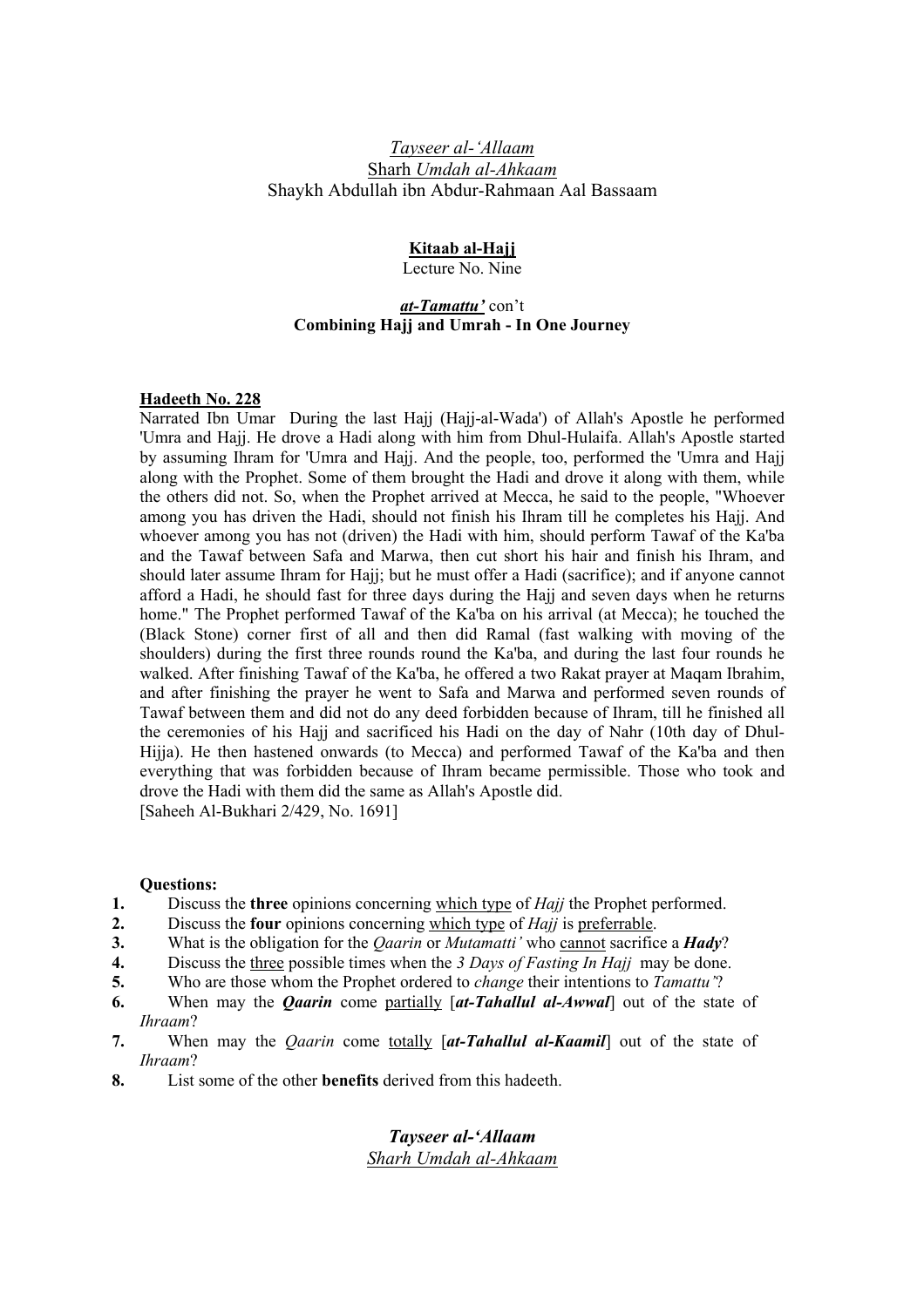*Tayseer al-'Allaam*
Sharh *Umdah al-Ahkaam*
Shaykh Abdullah ibn Abdur-Rahmaan Aal Bassaam

**Kitaab al-Hajj**
Lecture No. Nine

***at-Tamattu'*** con't
**Combining Hajj and Umrah - In One Journey**

**Hadeeth No. 228**

Narrated Ibn Umar During the last Hajj (Hajj-al-Wada') of Allah's Apostle he performed 'Umra and Hajj. He drove a Hadi along with him from Dhul-Hulaifa. Allah's Apostle started by assuming Ihram for 'Umra and Hajj. And the people, too, performed the 'Umra and Hajj along with the Prophet. Some of them brought the Hadi and drove it along with them, while the others did not. So, when the Prophet arrived at Mecca, he said to the people, "Whoever among you has driven the Hadi, should not finish his Ihram till he completes his Hajj. And whoever among you has not (driven) the Hadi with him, should perform Tawaf of the Ka'ba and the Tawaf between Safa and Marwa, then cut short his hair and finish his Ihram, and should later assume Ihram for Hajj; but he must offer a Hadi (sacrifice); and if anyone cannot afford a Hadi, he should fast for three days during the Hajj and seven days when he returns home." The Prophet performed Tawaf of the Ka'ba on his arrival (at Mecca); he touched the (Black Stone) corner first of all and then did Ramal (fast walking with moving of the shoulders) during the first three rounds round the Ka'ba, and during the last four rounds he walked. After finishing Tawaf of the Ka'ba, he offered a two Rakat prayer at Maqam Ibrahim, and after finishing the prayer he went to Safa and Marwa and performed seven rounds of Tawaf between them and did not do any deed forbidden because of Ihram, till he finished all the ceremonies of his Hajj and sacrificed his Hadi on the day of Nahr (10th day of Dhul-Hijja). He then hastened onwards (to Mecca) and performed Tawaf of the Ka'ba and then everything that was forbidden because of Ihram became permissible. Those who took and drove the Hadi with them did the same as Allah's Apostle did.
[Saheeh Al-Bukhari 2/429, No. 1691]

**Questions:**

1. Discuss the **three** opinions concerning which type of *Hajj* the Prophet performed.
2. Discuss the **four** opinions concerning which type of *Hajj* is preferrable.
3. What is the obligation for the *Qaarin* or *Mutamatti'* who cannot sacrifice a ***Hady***?
4. Discuss the three possible times when the *3 Days of Fasting In Hajj* may be done.
5. Who are those whom the Prophet ordered to *change* their intentions to *Tamattu'*?
6. When may the ***Qaarin*** come partially [***at-Tahallul al-Awwal***] out of the state of *Ihraam*?
7. When may the *Qaarin* come totally [***at-Tahallul al-Kaamil***] out of the state of *Ihraam*?
8. List some of the other **benefits** derived from this hadeeth.

***Tayseer al-'Allaam***
*Sharh Umdah al-Ahkaam*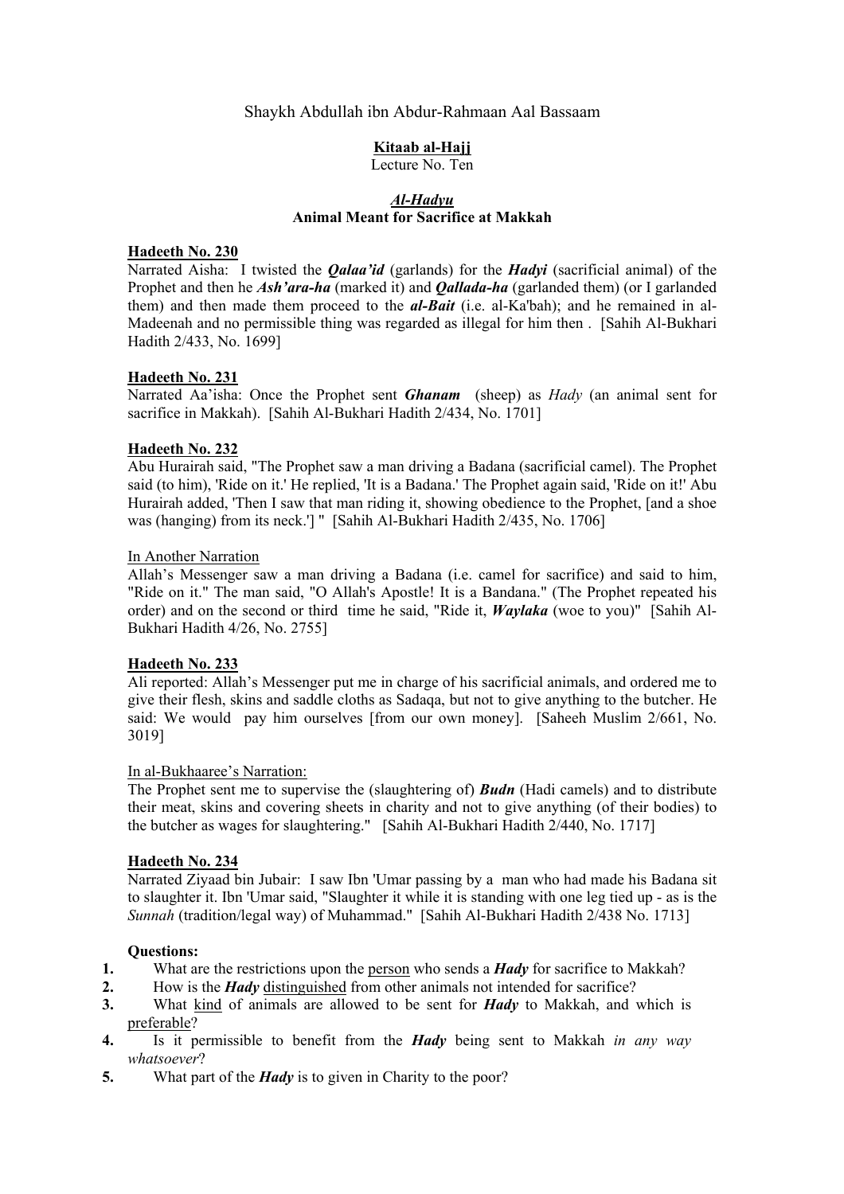Shaykh Abdullah ibn Abdur-Rahmaan Aal Bassaam

**Kitaab al-Hajj**
Lecture No. Ten

***Al-Hadyu***
**Animal Meant for Sacrifice at Makkah**

**Hadeeth No. 230**
Narrated Aisha: I twisted the ***Qalaa'id*** (garlands) for the ***Hadyi*** (sacrificial animal) of the Prophet and then he ***Ash'ara-ha*** (marked it) and ***Qallada-ha*** (garlanded them) (or I garlanded them) and then made them proceed to the ***al-Bait*** (i.e. al-Ka'bah); and he remained in al-Madeenah and no permissible thing was regarded as illegal for him then . [Sahih Al-Bukhari Hadith 2/433, No. 1699]

**Hadeeth No. 231**
Narrated Aa'isha: Once the Prophet sent ***Ghanam*** (sheep) as *Hady* (an animal sent for sacrifice in Makkah). [Sahih Al-Bukhari Hadith 2/434, No. 1701]

**Hadeeth No. 232**
Abu Hurairah said, "The Prophet saw a man driving a Badana (sacrificial camel). The Prophet said (to him), 'Ride on it.' He replied, 'It is a Badana.' The Prophet again said, 'Ride on it!' Abu Hurairah added, 'Then I saw that man riding it, showing obedience to the Prophet, [and a shoe was (hanging) from its neck.'] " [Sahih Al-Bukhari Hadith 2/435, No. 1706]

In Another Narration
Allah's Messenger saw a man driving a Badana (i.e. camel for sacrifice) and said to him, "Ride on it." The man said, "O Allah's Apostle! It is a Bandana." (The Prophet repeated his order) and on the second or third time he said, "Ride it, ***Waylaka*** (woe to you)" [Sahih Al-Bukhari Hadith 4/26, No. 2755]

**Hadeeth No. 233**
Ali reported: Allah's Messenger put me in charge of his sacrificial animals, and ordered me to give their flesh, skins and saddle cloths as Sadaqa, but not to give anything to the butcher. He said: We would pay him ourselves [from our own money]. [Saheeh Muslim 2/661, No. 3019]

In al-Bukhaaree's Narration:
The Prophet sent me to supervise the (slaughtering of) ***Budn*** (Hadi camels) and to distribute their meat, skins and covering sheets in charity and not to give anything (of their bodies) to the butcher as wages for slaughtering." [Sahih Al-Bukhari Hadith 2/440, No. 1717]

**Hadeeth No. 234**
Narrated Ziyaad bin Jubair: I saw Ibn 'Umar passing by a man who had made his Badana sit to slaughter it. Ibn 'Umar said, "Slaughter it while it is standing with one leg tied up - as is the *Sunnah* (tradition/legal way) of Muhammad." [Sahih Al-Bukhari Hadith 2/438 No. 1713]

**Questions:**

1. What are the restrictions upon the person who sends a ***Hady*** for sacrifice to Makkah?
2. How is the ***Hady*** distinguished from other animals not intended for sacrifice?
3. What kind of animals are allowed to be sent for ***Hady*** to Makkah, and which is preferable?
4. Is it permissible to benefit from the ***Hady*** being sent to Makkah *in any way whatsoever*?
5. What part of the ***Hady*** is to given in Charity to the poor?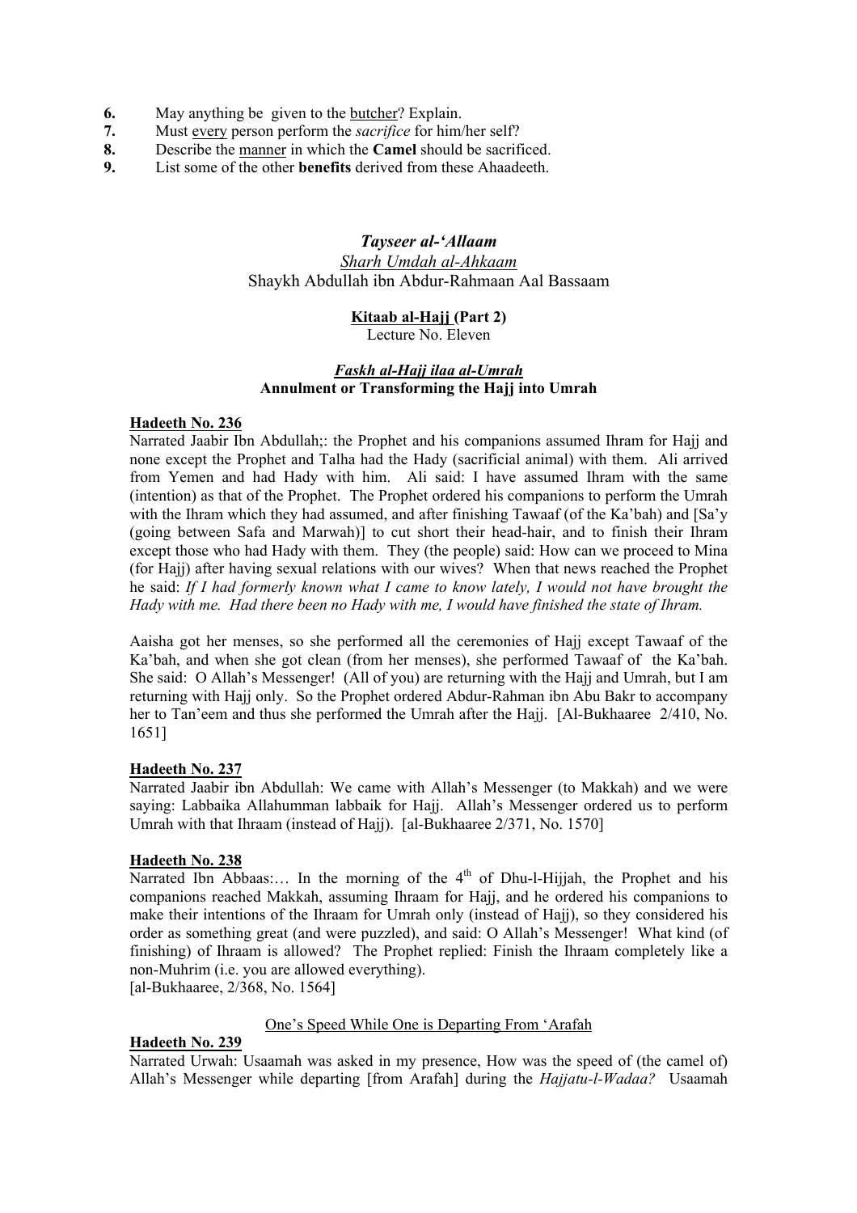6. May anything be given to the butcher? Explain.
7. Must every person perform the *sacrifice* for him/her self?
8. Describe the manner in which the **Camel** should be sacrificed.
9. List some of the other **benefits** derived from these Ahaadeeth.

## *Tayseer al-'Allaam*

*Sharh Umdah al-Ahkaam*

Shaykh Abdullah ibn Abdur-Rahmaan Aal Bassaam

### Kitaab al-Hajj (Part 2)

Lecture No. Eleven

### *Faskh al-Hajj ilaa al-Umrah*

**Annulment or Transforming the Hajj into Umrah**

**Hadeeth No. 236**

Narrated Jaabir Ibn Abdullah;: the Prophet and his companions assumed Ihram for Hajj and none except the Prophet and Talha had the Hady (sacrificial animal) with them. Ali arrived from Yemen and had Hady with him. Ali said: I have assumed Ihram with the same (intention) as that of the Prophet. The Prophet ordered his companions to perform the Umrah with the Ihram which they had assumed, and after finishing Tawaaf (of the Ka'bah) and [Sa'y (going between Safa and Marwah)] to cut short their head-hair, and to finish their Ihram except those who had Hady with them. They (the people) said: How can we proceed to Mina (for Hajj) after having sexual relations with our wives? When that news reached the Prophet he said: *If I had formerly known what I came to know lately, I would not have brought the Hady with me. Had there been no Hady with me, I would have finished the state of Ihram.*

Aaisha got her menses, so she performed all the ceremonies of Hajj except Tawaaf of the Ka'bah, and when she got clean (from her menses), she performed Tawaaf of the Ka'bah. She said: O Allah's Messenger! (All of you) are returning with the Hajj and Umrah, but I am returning with Hajj only. So the Prophet ordered Abdur-Rahman ibn Abu Bakr to accompany her to Tan'eem and thus she performed the Umrah after the Hajj. [Al-Bukhaaree 2/410, No. 1651]

**Hadeeth No. 237**

Narrated Jaabir ibn Abdullah: We came with Allah's Messenger (to Makkah) and we were saying: Labbaika Allahumman labbaik for Hajj. Allah's Messenger ordered us to perform Umrah with that Ihraam (instead of Hajj). [al-Bukhaaree 2/371, No. 1570]

**Hadeeth No. 238**

Narrated Ibn Abbaas:… In the morning of the 4th of Dhu-l-Hijjah, the Prophet and his companions reached Makkah, assuming Ihraam for Hajj, and he ordered his companions to make their intentions of the Ihraam for Umrah only (instead of Hajj), so they considered his order as something great (and were puzzled), and said: O Allah's Messenger! What kind (of finishing) of Ihraam is allowed? The Prophet replied: Finish the Ihraam completely like a non-Muhrim (i.e. you are allowed everything).
[al-Bukhaaree, 2/368, No. 1564]

One's Speed While One is Departing From 'Arafah

**Hadeeth No. 239**

Narrated Urwah: Usaamah was asked in my presence, How was the speed of (the camel of) Allah's Messenger while departing [from Arafah] during the *Hajjatu-l-Wadaa?* Usaamah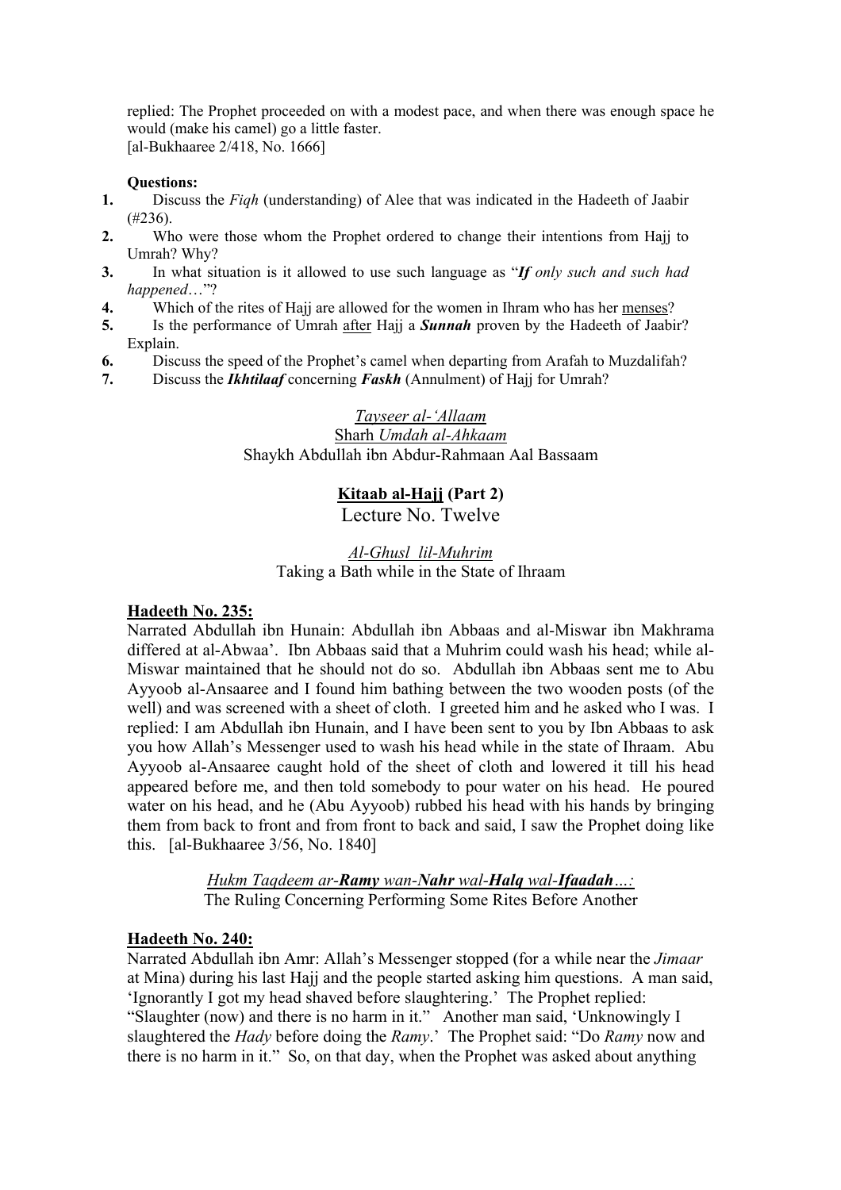replied: The Prophet proceeded on with a modest pace, and when there was enough space he would (make his camel) go a little faster.
[al-Bukhaaree 2/418, No. 1666]

**Questions:**

1. Discuss the *Fiqh* (understanding) of Alee that was indicated in the Hadeeth of Jaabir (#236).
2. Who were those whom the Prophet ordered to change their intentions from Hajj to Umrah? Why?
3. In what situation is it allowed to use such language as "***If** only such and such had happened…*"?
4. Which of the rites of Hajj are allowed for the women in Ihram who has her menses?
5. Is the performance of Umrah after Hajj a ***Sunnah*** proven by the Hadeeth of Jaabir? Explain.
6. Discuss the speed of the Prophet's camel when departing from Arafah to Muzdalifah?
7. Discuss the ***Ikhtilaaf*** concerning ***Faskh*** (Annulment) of Hajj for Umrah?

*Tayseer al-'Allaam*
Sharh *Umdah al-Ahkaam*
Shaykh Abdullah ibn Abdur-Rahmaan Aal Bassaam

## Kitaab al-Hajj (Part 2)

## Lecture No. Twelve

*Al-Ghusl lil-Muhrim*
Taking a Bath while in the State of Ihraam

### Hadeeth No. 235:

Narrated Abdullah ibn Hunain: Abdullah ibn Abbaas and al-Miswar ibn Makhrama differed at al-Abwaa'. Ibn Abbaas said that a Muhrim could wash his head; while al-Miswar maintained that he should not do so. Abdullah ibn Abbaas sent me to Abu Ayyoob al-Ansaaree and I found him bathing between the two wooden posts (of the well) and was screened with a sheet of cloth. I greeted him and he asked who I was. I replied: I am Abdullah ibn Hunain, and I have been sent to you by Ibn Abbaas to ask you how Allah's Messenger used to wash his head while in the state of Ihraam. Abu Ayyoob al-Ansaaree caught hold of the sheet of cloth and lowered it till his head appeared before me, and then told somebody to pour water on his head. He poured water on his head, and he (Abu Ayyoob) rubbed his head with his hands by bringing them from back to front and from front to back and said, I saw the Prophet doing like this. [al-Bukhaaree 3/56, No. 1840]

*Hukm Taqdeem ar-**Ramy** wan-**Nahr** wal-**Halq** wal-**Ifaadah**…:*
The Ruling Concerning Performing Some Rites Before Another

### Hadeeth No. 240:

Narrated Abdullah ibn Amr: Allah's Messenger stopped (for a while near the *Jimaar* at Mina) during his last Hajj and the people started asking him questions. A man said, 'Ignorantly I got my head shaved before slaughtering.' The Prophet replied: "Slaughter (now) and there is no harm in it." Another man said, 'Unknowingly I slaughtered the *Hady* before doing the *Ramy*.' The Prophet said: "Do *Ramy* now and there is no harm in it." So, on that day, when the Prophet was asked about anything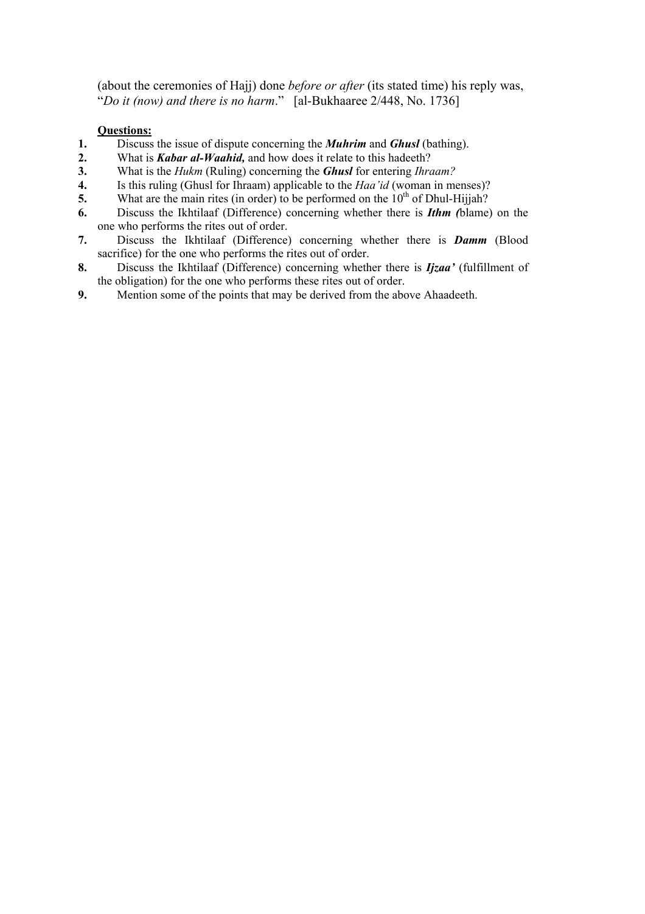(about the ceremonies of Hajj) done *before or after* (its stated time) his reply was, "*Do it (now) and there is no harm*." [al-Bukhaaree 2/448, No. 1736]

**Questions:**

1. Discuss the issue of dispute concerning the ***Muhrim*** and ***Ghusl*** (bathing).
2. What is ***Kabar al-Waahid,*** and how does it relate to this hadeeth?
3. What is the *Hukm* (Ruling) concerning the ***Ghusl*** for entering *Ihraam?*
4. Is this ruling (Ghusl for Ihraam) applicable to the *Haa'id* (woman in menses)?
5. What are the main rites (in order) to be performed on the 10th of Dhul-Hijjah?
6. Discuss the Ikhtilaaf (Difference) concerning whether there is ***Ithm (***blame) on the one who performs the rites out of order.
7. Discuss the Ikhtilaaf (Difference) concerning whether there is ***Damm*** (Blood sacrifice) for the one who performs the rites out of order.
8. Discuss the Ikhtilaaf (Difference) concerning whether there is ***Ijzaa'*** (fulfillment of the obligation) for the one who performs these rites out of order.
9. Mention some of the points that may be derived from the above Ahaadeeth.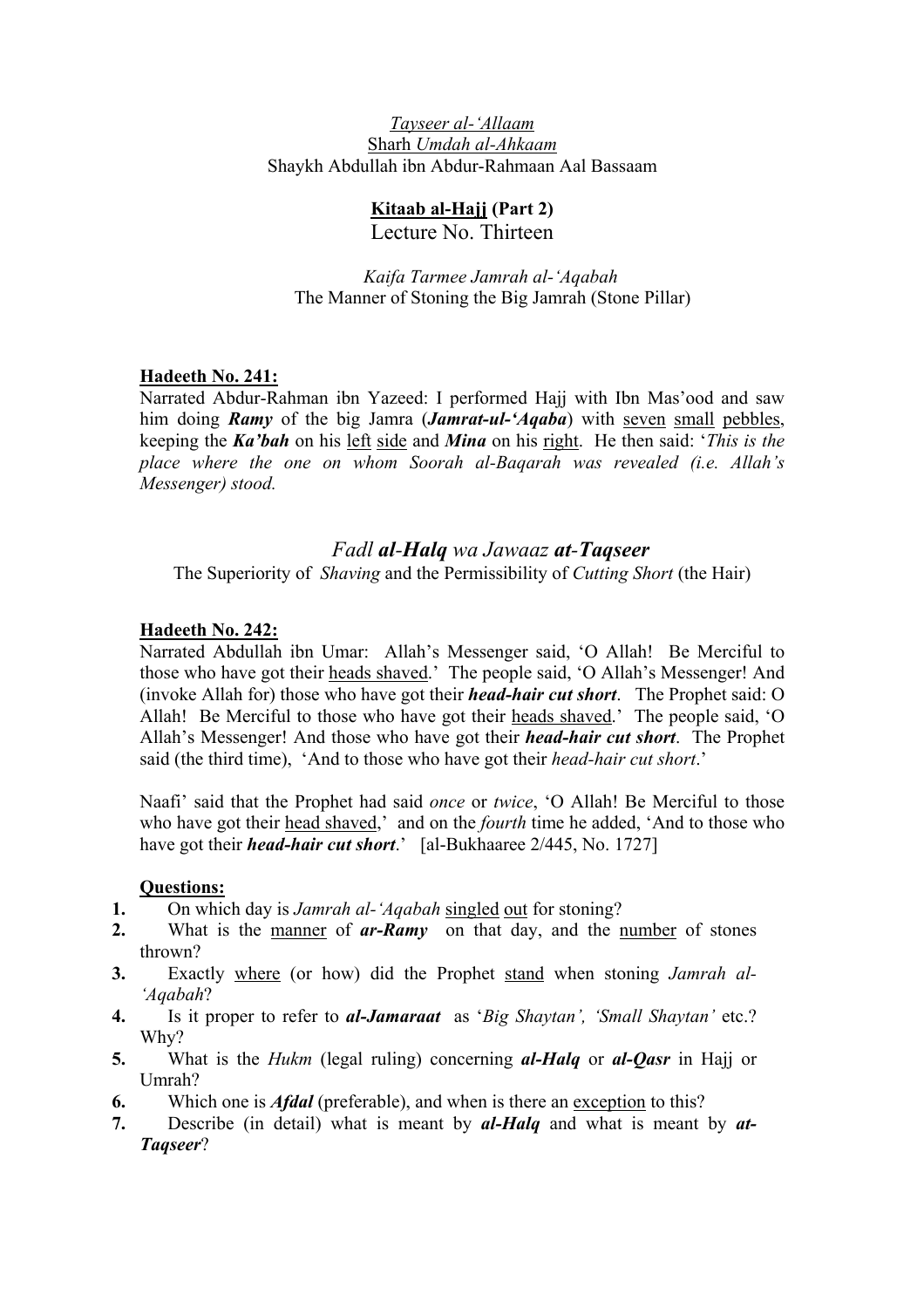*Tayseer al-'Allaam*
Sharh *Umdah al-Ahkaam*
Shaykh Abdullah ibn Abdur-Rahmaan Aal Bassaam

**Kitaab al-Hajj (Part 2)**
Lecture No. Thirteen

*Kaifa Tarmee Jamrah al-'Aqabah*
The Manner of Stoning the Big Jamrah (Stone Pillar)

**Hadeeth No. 241:**
Narrated Abdur-Rahman ibn Yazeed: I performed Hajj with Ibn Mas'ood and saw him doing ***Ramy*** of the big Jamra (***Jamrat-ul-'Aqaba***) with seven small pebbles, keeping the ***Ka'bah*** on his left side and ***Mina*** on his right. He then said: '*This is the place where the one on whom Soorah al-Baqarah was revealed (i.e. Allah's Messenger) stood.*

## *Fadl **al-Halq** wa Jawaaz **at-Taqseer***

The Superiority of *Shaving* and the Permissibility of *Cutting Short* (the Hair)

**Hadeeth No. 242:**
Narrated Abdullah ibn Umar: Allah's Messenger said, 'O Allah! Be Merciful to those who have got their heads shaved.' The people said, 'O Allah's Messenger! And (invoke Allah for) those who have got their ***head-hair cut short***. The Prophet said: O Allah! Be Merciful to those who have got their heads shaved.' The people said, 'O Allah's Messenger! And those who have got their ***head-hair cut short***. The Prophet said (the third time), 'And to those who have got their *head-hair cut short*.'

Naafi' said that the Prophet had said *once* or *twice*, 'O Allah! Be Merciful to those who have got their head shaved,' and on the *fourth* time he added, 'And to those who have got their ***head-hair cut short***.' [al-Bukhaaree 2/445, No. 1727]

**Questions:**

1. On which day is *Jamrah al-'Aqabah* singled out for stoning?
2. What is the manner of ***ar-Ramy*** on that day, and the number of stones thrown?
3. Exactly where (or how) did the Prophet stand when stoning *Jamrah al-'Aqabah*?
4. Is it proper to refer to ***al-Jamaraat*** as '*Big Shaytan', 'Small Shaytan'* etc.? Why?
5. What is the *Hukm* (legal ruling) concerning ***al-Halq*** or ***al-Qasr*** in Hajj or Umrah?
6. Which one is ***Afdal*** (preferable), and when is there an exception to this?
7. Describe (in detail) what is meant by ***al-Halq*** and what is meant by ***at-Taqseer***?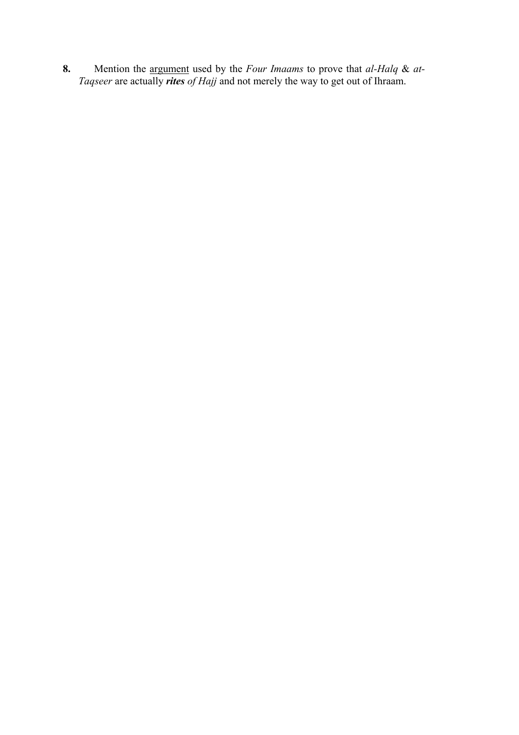**8.** Mention the <u>argument</u> used by the *Four Imaams* to prove that *al-Halq* & *at-Taqseer* are actually ***rites*** *of Hajj* and not merely the way to get out of Ihraam.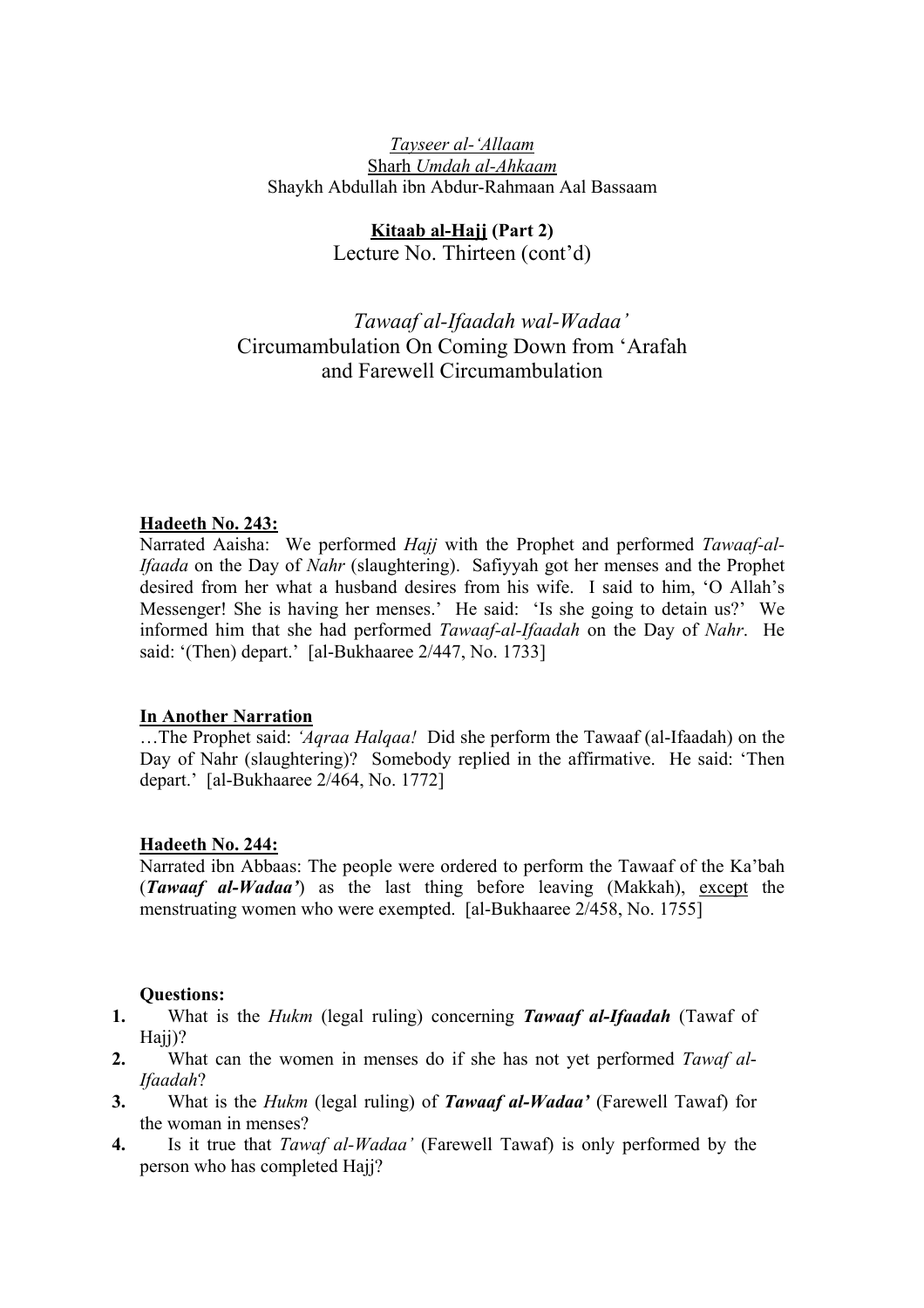*Tayseer al-'Allaam*
Sharh *Umdah al-Ahkaam*
Shaykh Abdullah ibn Abdur-Rahmaan Aal Bassaam

**Kitaab al-Hajj (Part 2)**
Lecture No. Thirteen (cont'd)

# *Tawaaf al-Ifaadah wal-Wadaa'*
# Circumambulation On Coming Down from 'Arafah and Farewell Circumambulation

**Hadeeth No. 243:**
Narrated Aaisha: We performed *Hajj* with the Prophet and performed *Tawaaf-al-Ifaada* on the Day of *Nahr* (slaughtering). Safiyyah got her menses and the Prophet desired from her what a husband desires from his wife. I said to him, 'O Allah's Messenger! She is having her menses.' He said: 'Is she going to detain us?' We informed him that she had performed *Tawaaf-al-Ifaadah* on the Day of *Nahr*. He said: '(Then) depart.' [al-Bukhaaree 2/447, No. 1733]

**In Another Narration**
…The Prophet said: *'Aqraa Halqaa!* Did she perform the Tawaaf (al-Ifaadah) on the Day of Nahr (slaughtering)? Somebody replied in the affirmative. He said: 'Then depart.' [al-Bukhaaree 2/464, No. 1772]

**Hadeeth No. 244:**
Narrated ibn Abbaas: The people were ordered to perform the Tawaaf of the Ka'bah (***Tawaaf al-Wadaa'***) as the last thing before leaving (Makkah), except the menstruating women who were exempted. [al-Bukhaaree 2/458, No. 1755]

**Questions:**

1. What is the *Hukm* (legal ruling) concerning ***Tawaaf al-Ifaadah*** (Tawaf of Hajj)?
2. What can the women in menses do if she has not yet performed *Tawaf al-Ifaadah*?
3. What is the *Hukm* (legal ruling) of ***Tawaaf al-Wadaa'*** (Farewell Tawaf) for the woman in menses?
4. Is it true that *Tawaf al-Wadaa'* (Farewell Tawaf) is only performed by the person who has completed Hajj?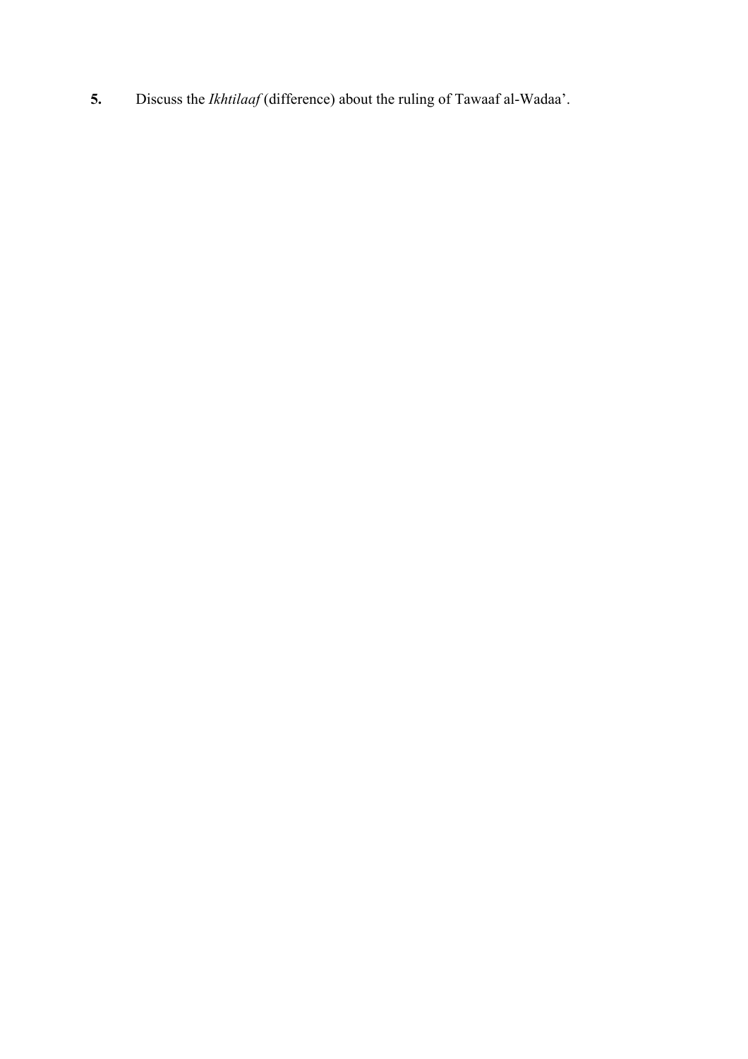**5.** Discuss the *Ikhtilaaf* (difference) about the ruling of Tawaaf al-Wadaa'.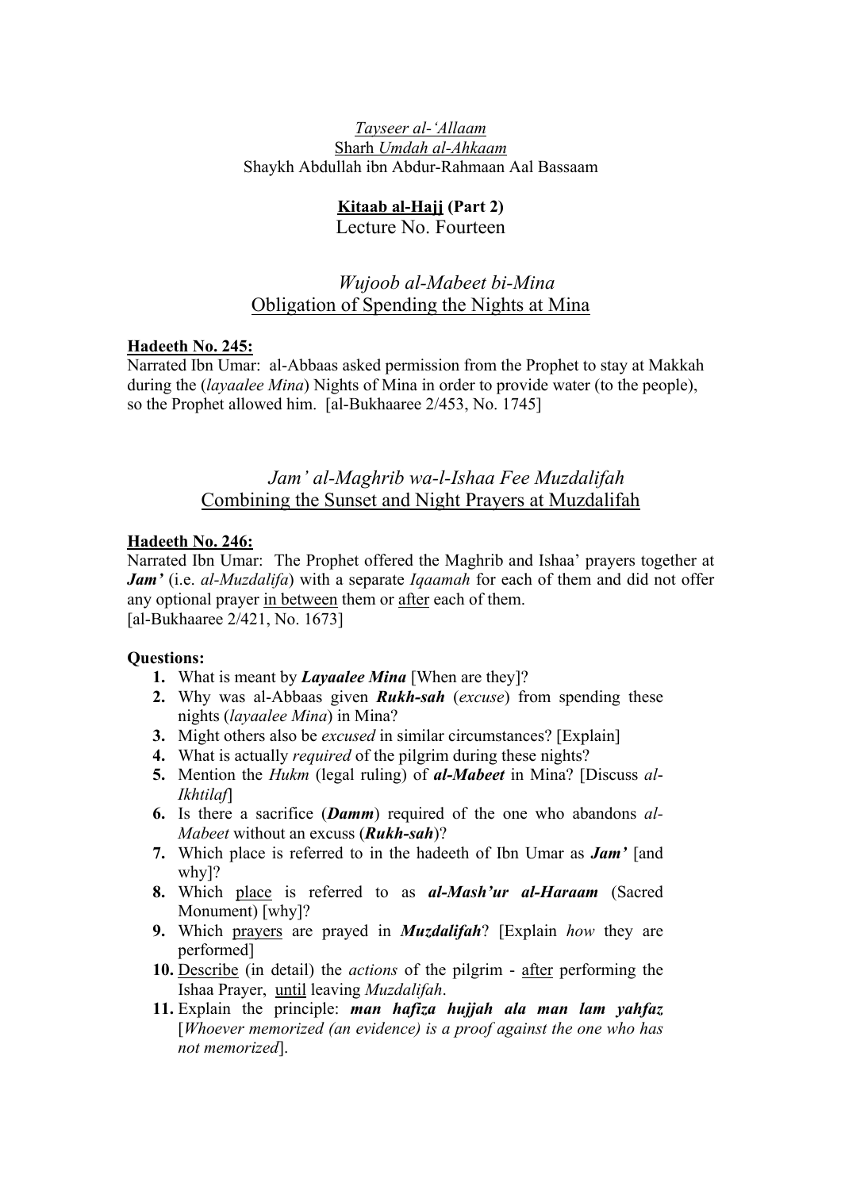*Tayseer al-'Allaam*
Sharh *Umdah al-Ahkaam*
Shaykh Abdullah ibn Abdur-Rahmaan Aal Bassaam

**Kitaab al-Hajj (Part 2)**
Lecture No. Fourteen

## *Wujoob al-Mabeet bi-Mina*
## Obligation of Spending the Nights at Mina

**Hadeeth No. 245:**
Narrated Ibn Umar: al-Abbaas asked permission from the Prophet to stay at Makkah during the (*layaalee Mina*) Nights of Mina in order to provide water (to the people), so the Prophet allowed him. [al-Bukhaaree 2/453, No. 1745]

## *Jam' al-Maghrib wa-l-Ishaa Fee Muzdalifah*
## Combining the Sunset and Night Prayers at Muzdalifah

**Hadeeth No. 246:**
Narrated Ibn Umar: The Prophet offered the Maghrib and Ishaa' prayers together at ***Jam'*** (i.e. *al-Muzdalifa*) with a separate *Iqaamah* for each of them and did not offer any optional prayer in between them or after each of them.
[al-Bukhaaree 2/421, No. 1673]

**Questions:**

1. What is meant by ***Layaalee Mina*** [When are they]?
2. Why was al-Abbaas given ***Rukh-sah*** (*excuse*) from spending these nights (*layaalee Mina*) in Mina?
3. Might others also be *excused* in similar circumstances? [Explain]
4. What is actually *required* of the pilgrim during these nights?
5. Mention the *Hukm* (legal ruling) of ***al-Mabeet*** in Mina? [Discuss *al-Ikhtilaf*]
6. Is there a sacrifice (***Damm***) required of the one who abandons *al-Mabeet* without an excuss (***Rukh-sah***)?
7. Which place is referred to in the hadeeth of Ibn Umar as ***Jam'*** [and why]?
8. Which place is referred to as ***al-Mash'ur al-Haraam*** (Sacred Monument) [why]?
9. Which prayers are prayed in ***Muzdalifah***? [Explain *how* they are performed]
10. Describe (in detail) the *actions* of the pilgrim - after performing the Ishaa Prayer, until leaving *Muzdalifah*.
11. Explain the principle: ***man hafiza hujjah ala man lam yahfaz*** [*Whoever memorized (an evidence) is a proof against the one who has not memorized*].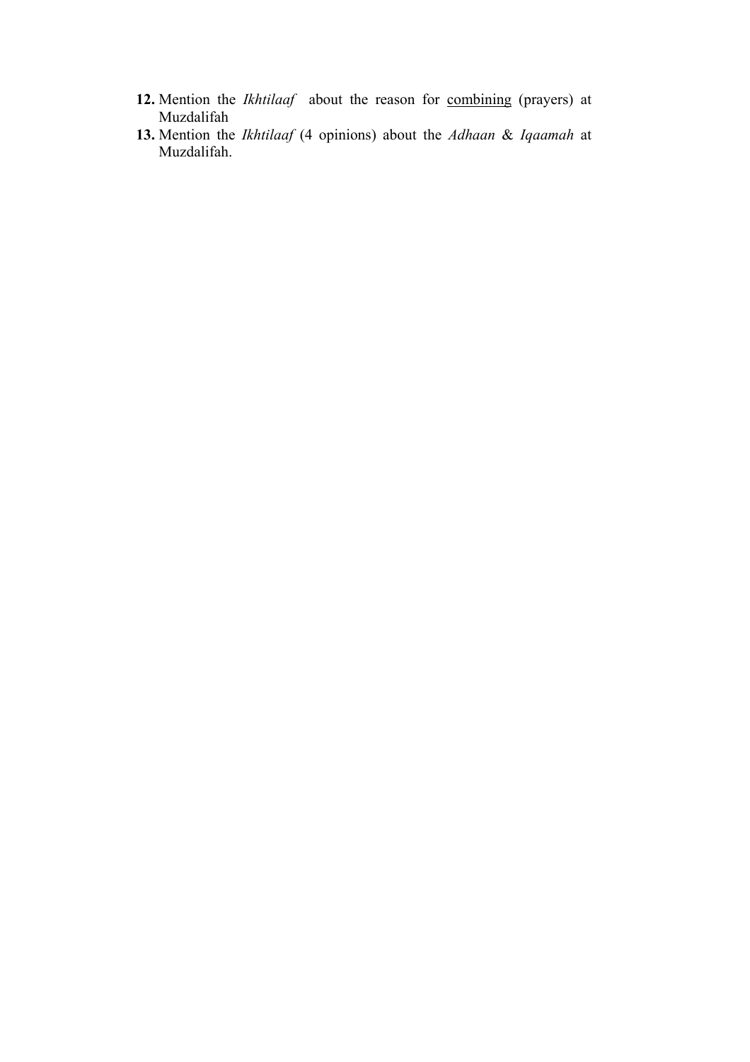12. Mention the *Ikhtilaaf* about the reason for <u>combining</u> (prayers) at Muzdalifah
13. Mention the *Ikhtilaaf* (4 opinions) about the *Adhaan* & *Iqaamah* at Muzdalifah.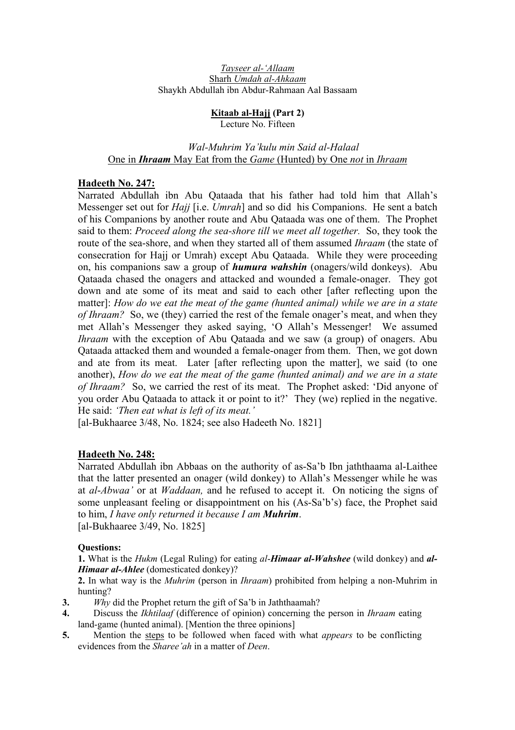*Tayseer al-'Allaam*
Sharh *Umdah al-Ahkaam*
Shaykh Abdullah ibn Abdur-Rahmaan Aal Bassaam

**Kitaab al-Hajj (Part 2)**
Lecture No. Fifteen

*Wal-Muhrim Ya'kulu min Said al-Halaal*
One in ***Ihraam*** May Eat from the *Game* (Hunted) by One *not* in *Ihraam*

## Hadeeth No. 247:

Narrated Abdullah ibn Abu Qataada that his father had told him that Allah's Messenger set out for *Hajj* [i.e. *Umrah*] and so did his Companions. He sent a batch of his Companions by another route and Abu Qataada was one of them. The Prophet said to them: *Proceed along the sea-shore till we meet all together.* So, they took the route of the sea-shore, and when they started all of them assumed *Ihraam* (the state of consecration for Hajj or Umrah) except Abu Qataada. While they were proceeding on, his companions saw a group of ***humura wahshin*** (onagers/wild donkeys). Abu Qataada chased the onagers and attacked and wounded a female-onager. They got down and ate some of its meat and said to each other [after reflecting upon the matter]: *How do we eat the meat of the game (hunted animal) while we are in a state of Ihraam?* So, we (they) carried the rest of the female onager's meat, and when they met Allah's Messenger they asked saying, 'O Allah's Messenger! We assumed *Ihraam* with the exception of Abu Qataada and we saw (a group) of onagers. Abu Qataada attacked them and wounded a female-onager from them. Then, we got down and ate from its meat. Later [after reflecting upon the matter], we said (to one another), *How do we eat the meat of the game (hunted animal) and we are in a state of Ihraam?* So, we carried the rest of its meat. The Prophet asked: 'Did anyone of you order Abu Qataada to attack it or point to it?' They (we) replied in the negative. He said: *'Then eat what is left of its meat.'*
[al-Bukhaaree 3/48, No. 1824; see also Hadeeth No. 1821]

## Hadeeth No. 248:

Narrated Abdullah ibn Abbaas on the authority of as-Sa'b Ibn jaththaama al-Laithee that the latter presented an onager (wild donkey) to Allah's Messenger while he was at *al-Abwaa'* or at *Waddaan,* and he refused to accept it. On noticing the signs of some unpleasant feeling or disappointment on his (As-Sa'b's) face, the Prophet said to him, *I have only returned it because I am **Muhrim***.
[al-Bukhaaree 3/49, No. 1825]

**Questions:**

**1.** What is the *Hukm* (Legal Ruling) for eating *al-**Himaar al-Wahshee*** (wild donkey) and ***al-Himaar al-Ahlee*** (domesticated donkey)?

**2.** In what way is the *Muhrim* (person in *Ihraam*) prohibited from helping a non-Muhrim in hunting?

**3.** *Why* did the Prophet return the gift of Sa'b in Jaththaamah?

**4.** Discuss the *Ikhtilaaf* (difference of opinion) concerning the person in *Ihraam* eating land-game (hunted animal). [Mention the three opinions]

**5.** Mention the steps to be followed when faced with what *appears* to be conflicting evidences from the *Sharee'ah* in a matter of *Deen*.